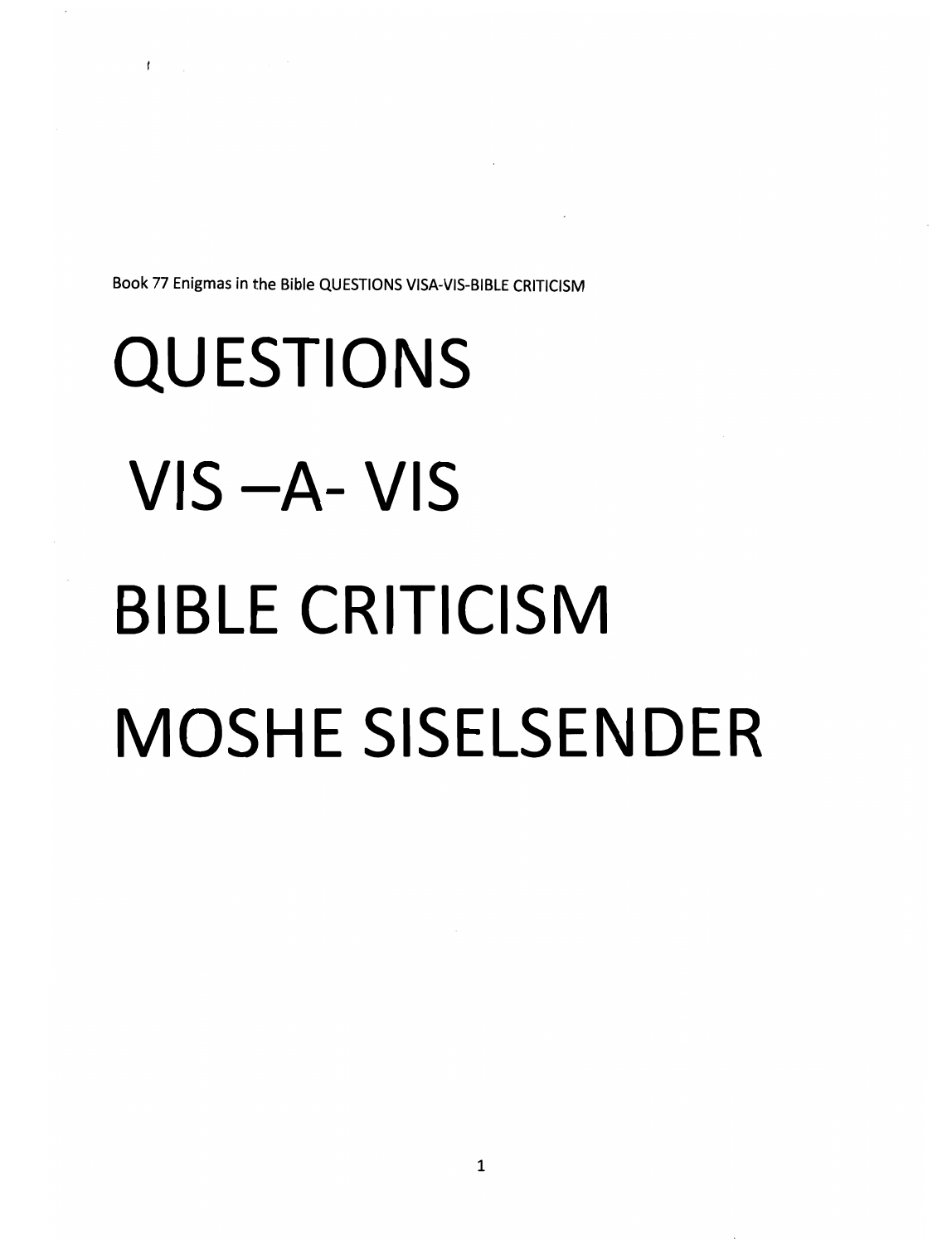Book 77 Enigmas in the Bible QUESTIONS VISA-VIS-BIBLE CRITICISM

# QUESTIONS

# VIS –A- VIS

# BIBLE CRITICISM

# MOSHE SISELSENDER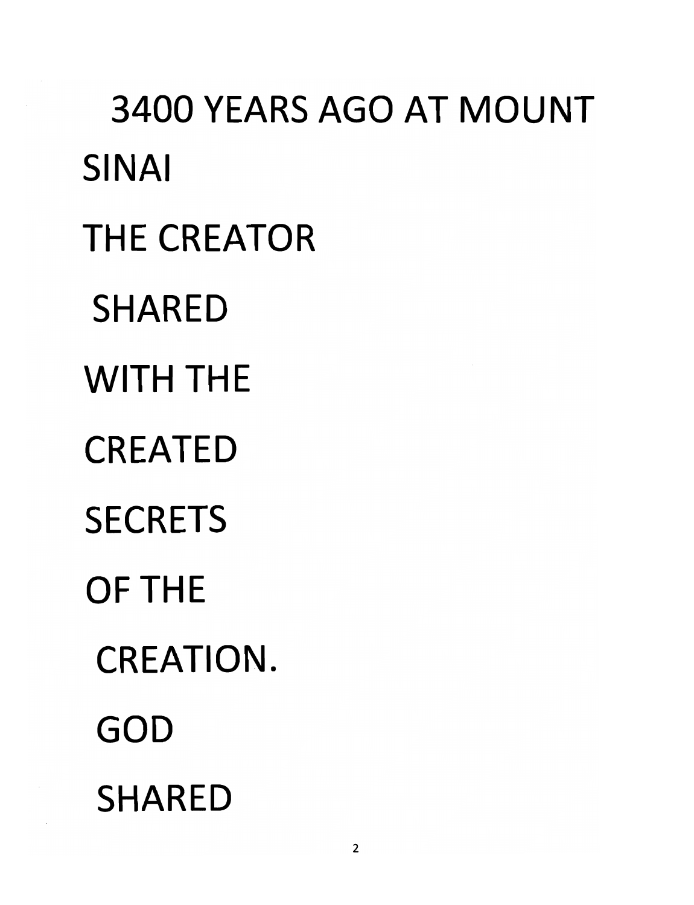3400 YEARS AGO AT MOUNT SINAI

THE CREATOR

SHARED

WITH THE

CREATED

SECRETS

OF THE

CREATION.

GOD

SHARED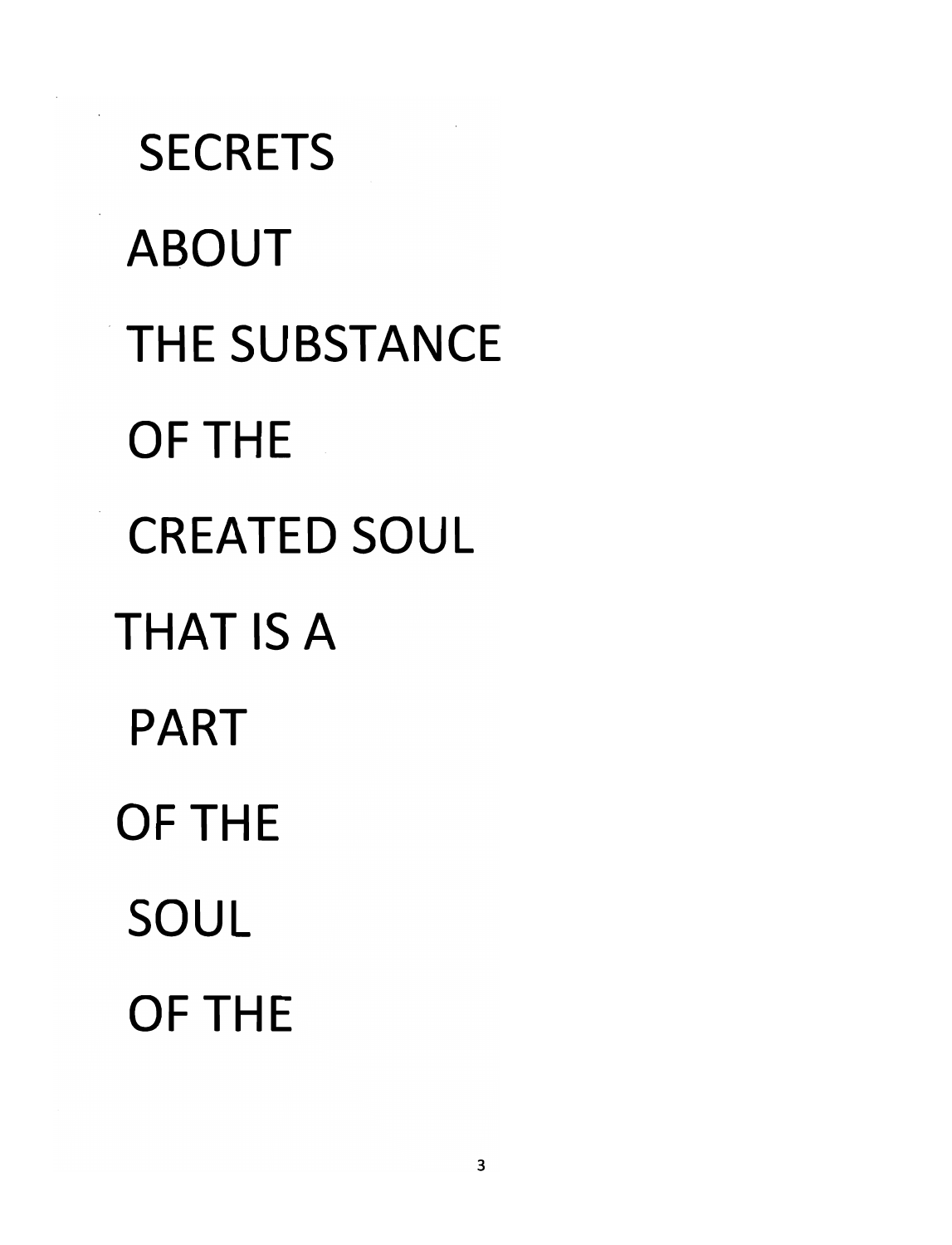SECRETS

ABOUT

THE SUBSTANCE

OF THE

CREATED SOUL

THAT IS A

PART

OF THE

SOUL

OF THE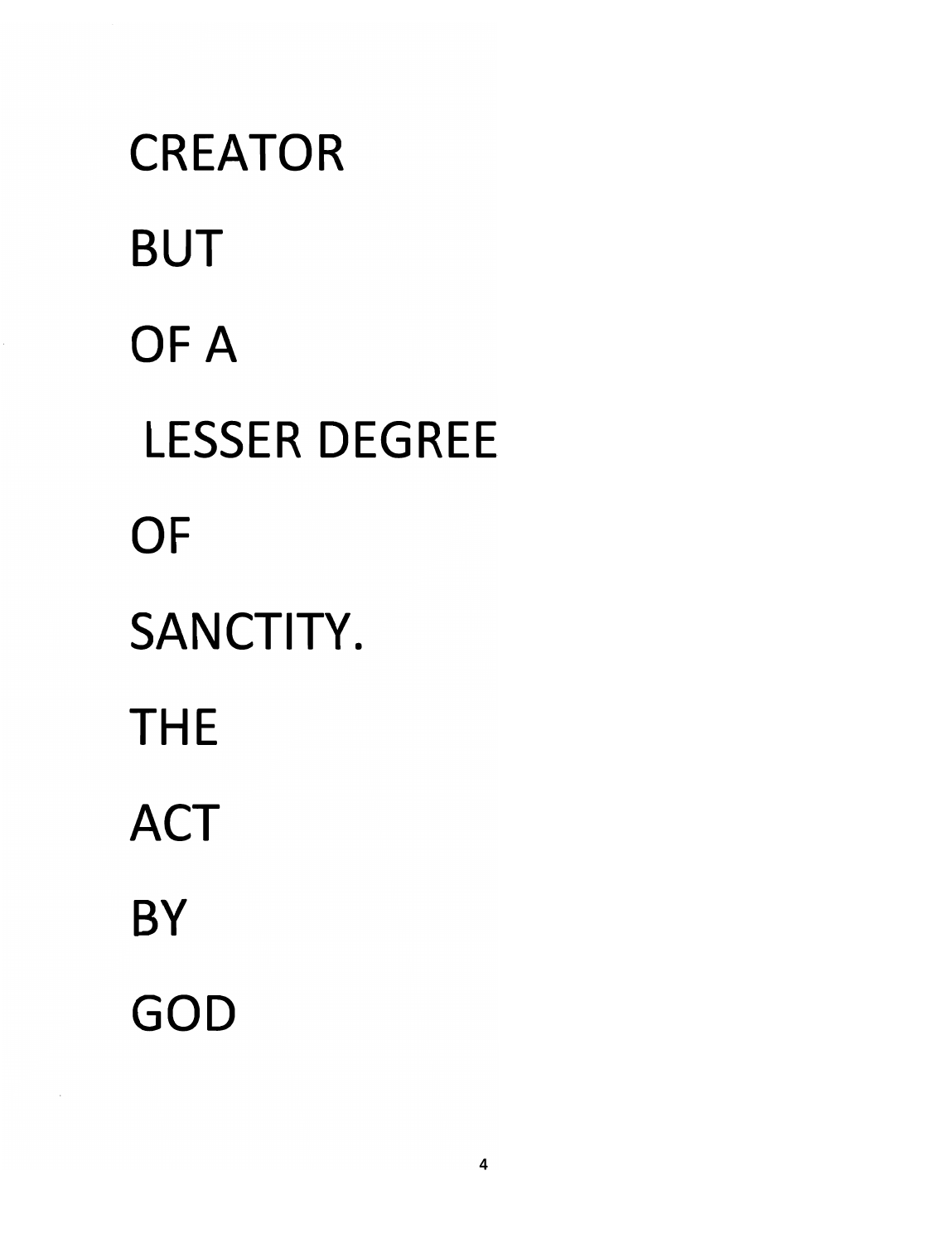CREATOR

BUT

OF A

LESSER DEGREE

OF

SANCTITY.

THE

ACT

BY

GOD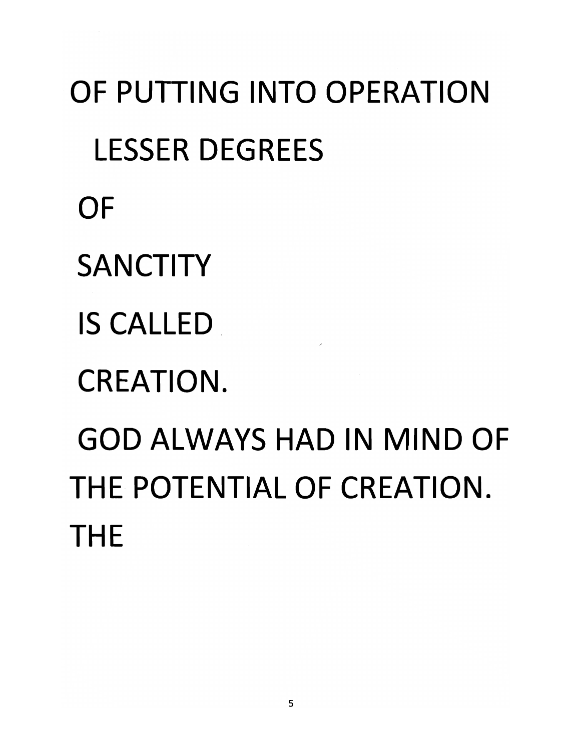OF PUTTING INTO OPERATION

LESSER DEGREES

OF

SANCTITY

IS CALLED

CREATION.

GOD ALWAYS HAD IN MIND OF THE POTENTIAL OF CREATION. THE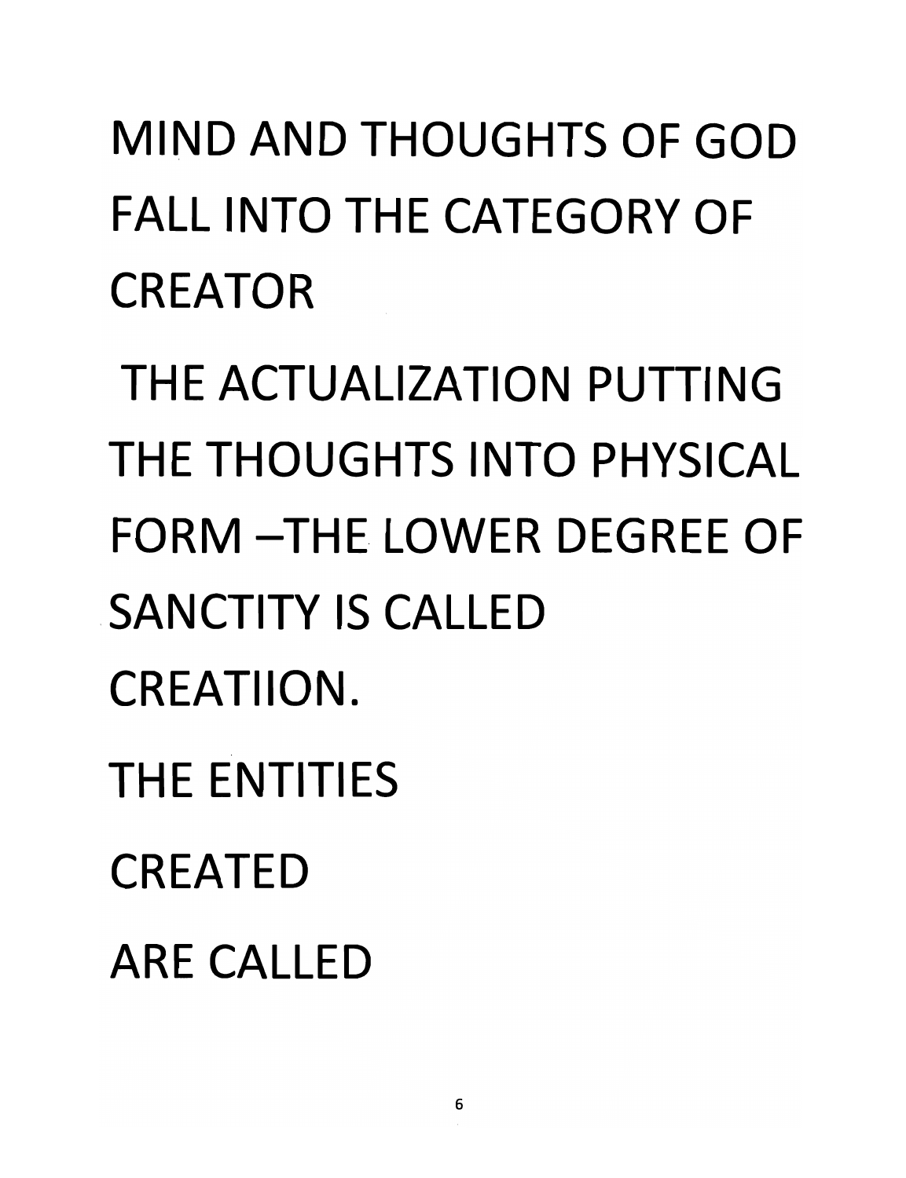MIND AND THOUGHTS OF GOD FALL INTO THE CATEGORY OF CREATOR

THE ACTUALIZATION PUTTING THE THOUGHTS INTO PHYSICAL FORM –THE LOWER DEGREE OF SANCTITY IS CALLED CREATIION.

THE ENTITIES

CREATED

ARE CALLED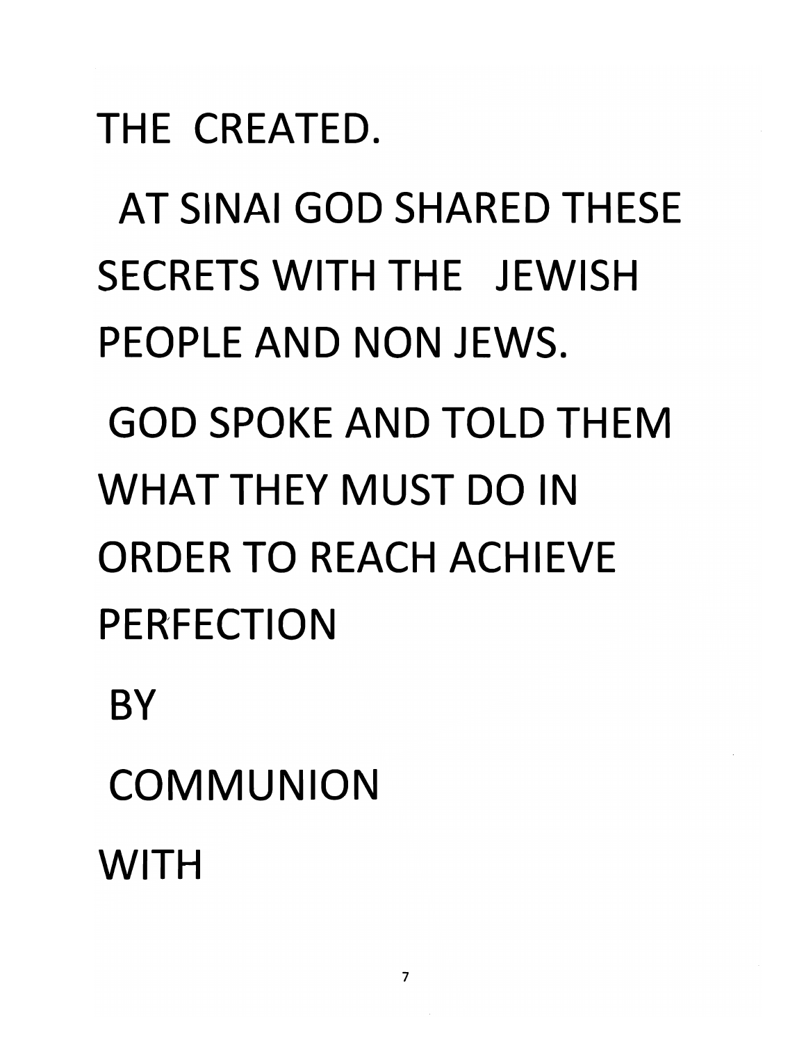THE CREATED.

AT SINAI GOD SHARED THESE SECRETS WITH THE JEWISH PEOPLE AND NON JEWS.

GOD SPOKE AND TOLD THEM WHAT THEY MUST DO IN ORDER TO REACH ACHIEVE PERFECTION

BY

COMMUNION

WITH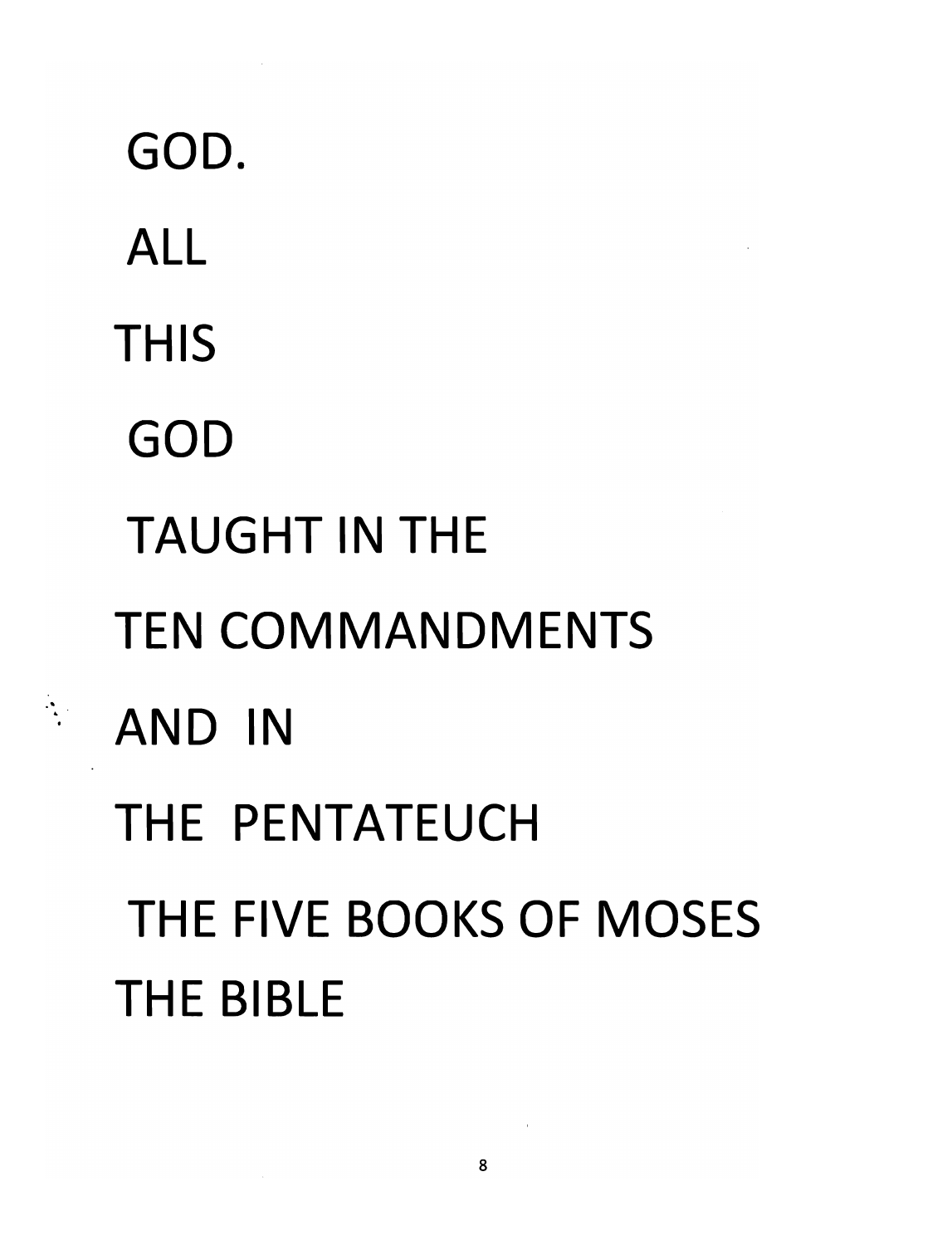GOD.

ALL

THIS

GOD

TAUGHT IN THE

TEN COMMANDMENTS

AND IN

THE PENTATEUCH

THE FIVE BOOKS OF MOSES

THE BIBLE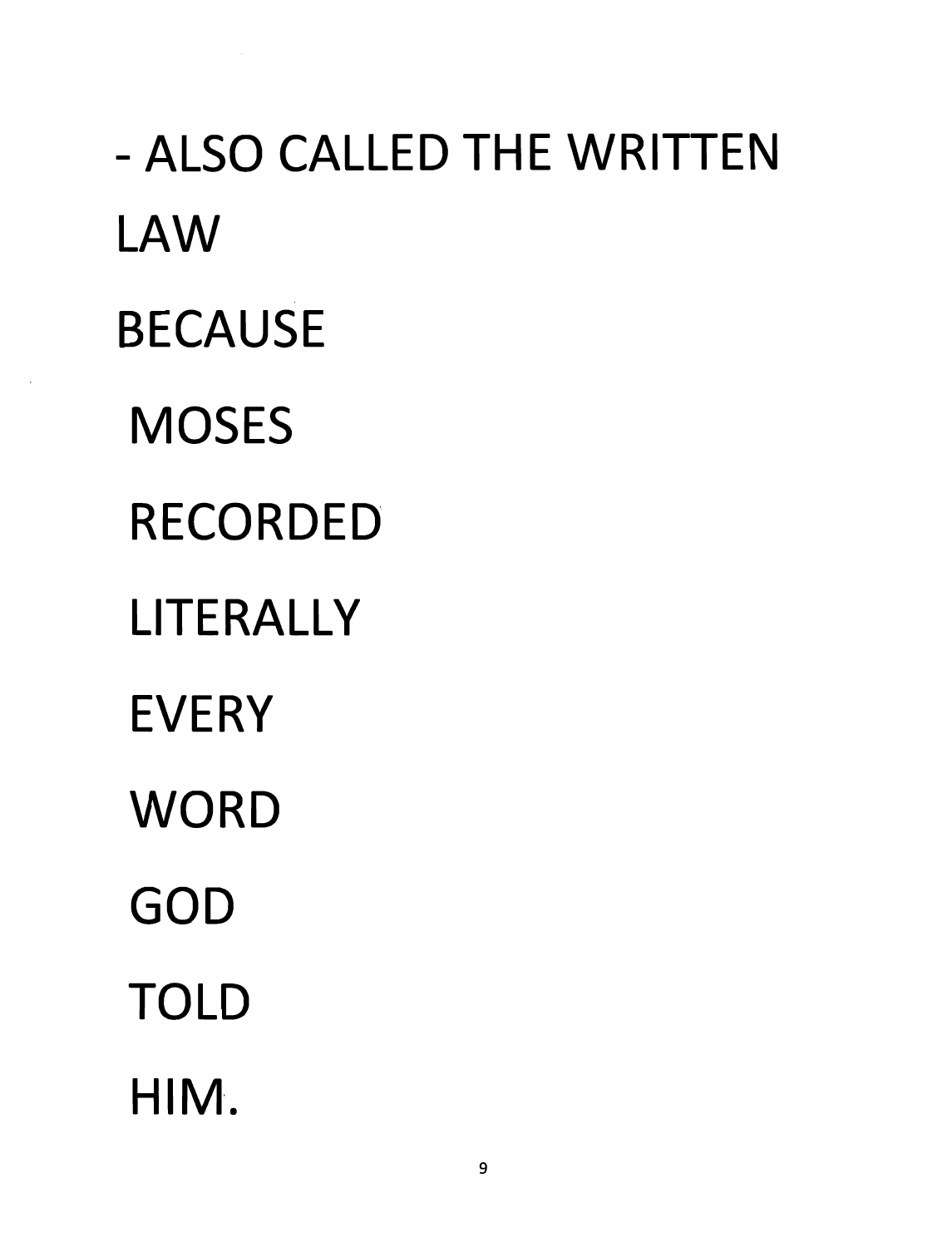- ALSO CALLED THE WRITTEN LAW

BECAUSE

MOSES

RECORDED

LITERALLY

EVERY

WORD

GOD

TOLD

HIM.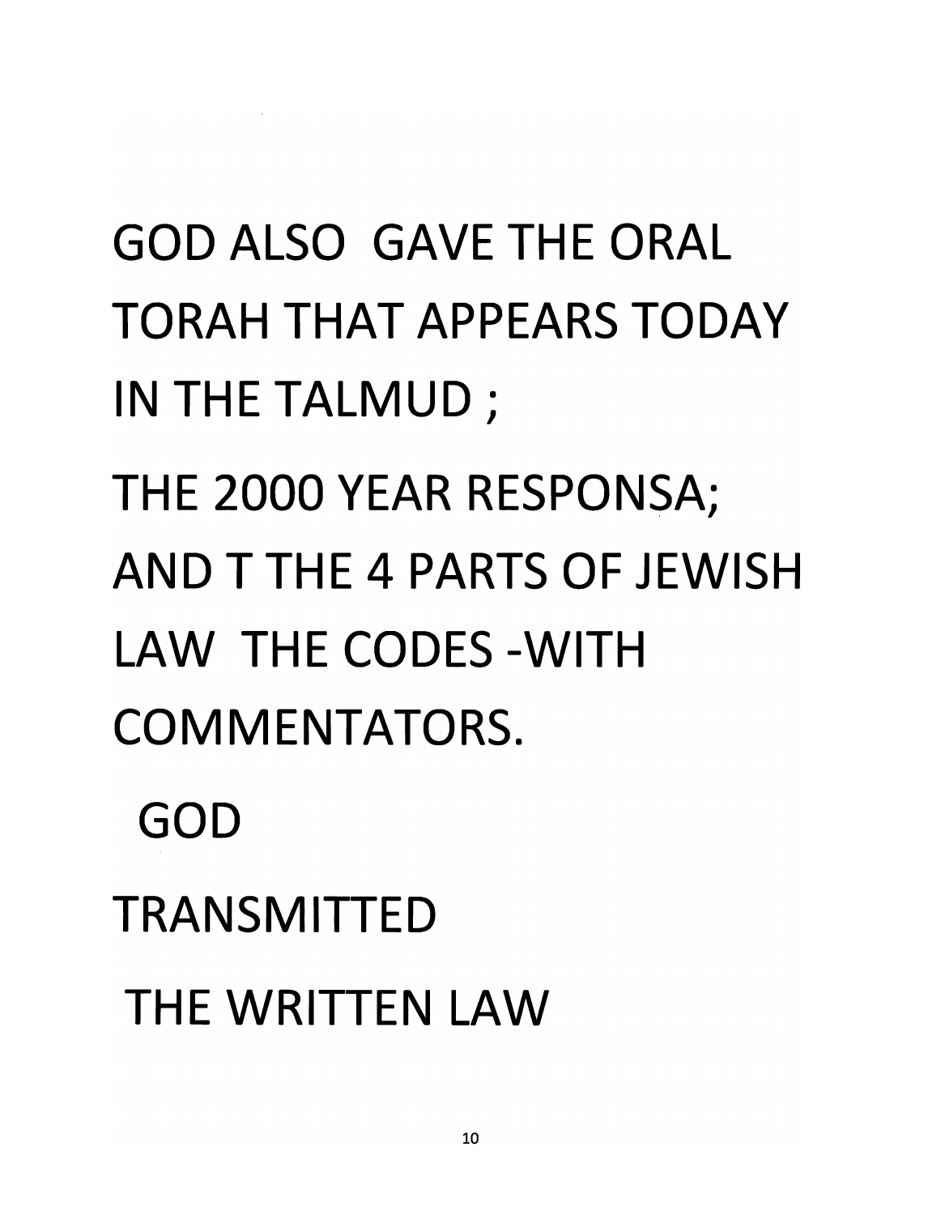GOD ALSO GAVE THE ORAL TORAH THAT APPEARS TODAY IN THE TALMUD ;

THE 2000 YEAR RESPONSA;

AND T THE 4 PARTS OF JEWISH LAW THE CODES -WITH COMMENTATORS.

GOD

TRANSMITTED

THE WRITTEN LAW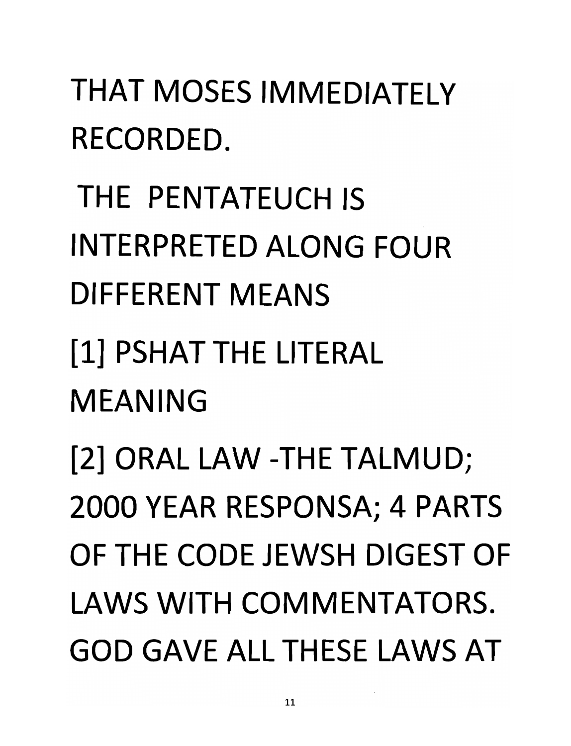THAT MOSES IMMEDIATELY RECORDED.

THE PENTATEUCH IS INTERPRETED ALONG FOUR DIFFERENT MEANS

[1] PSHAT THE LITERAL MEANING

[2] ORAL LAW -THE TALMUD; 2000 YEAR RESPONSA; 4 PARTS OF THE CODE JEWSH DIGEST OF LAWS WITH COMMENTATORS. GOD GAVE ALL THESE LAWS AT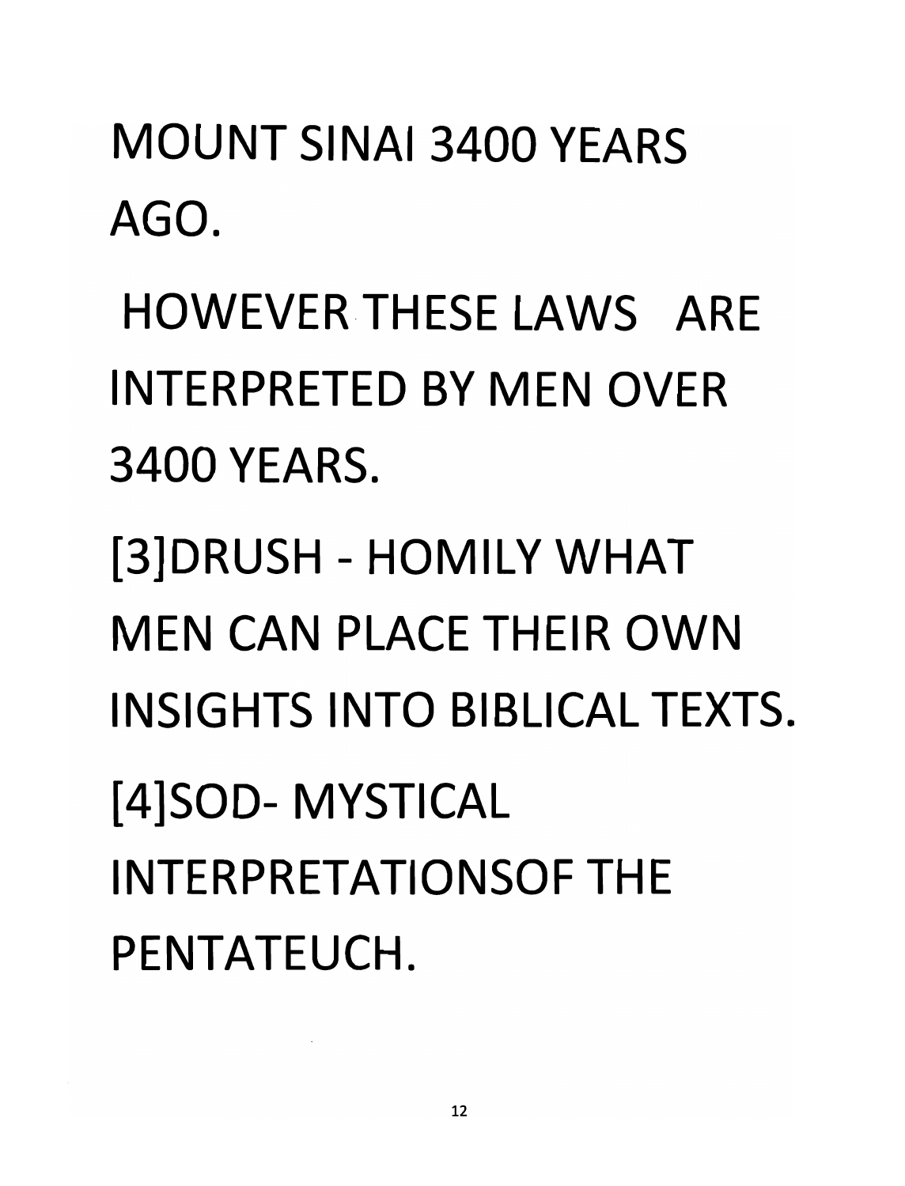MOUNT SINAI 3400 YEARS AGO.

HOWEVER THESE LAWS ARE INTERPRETED BY MEN OVER 3400 YEARS.

[3]DRUSH - HOMILY WHAT MEN CAN PLACE THEIR OWN INSIGHTS INTO BIBLICAL TEXTS.

[4]SOD- MYSTICAL INTERPRETATIONSOF THE PENTATEUCH.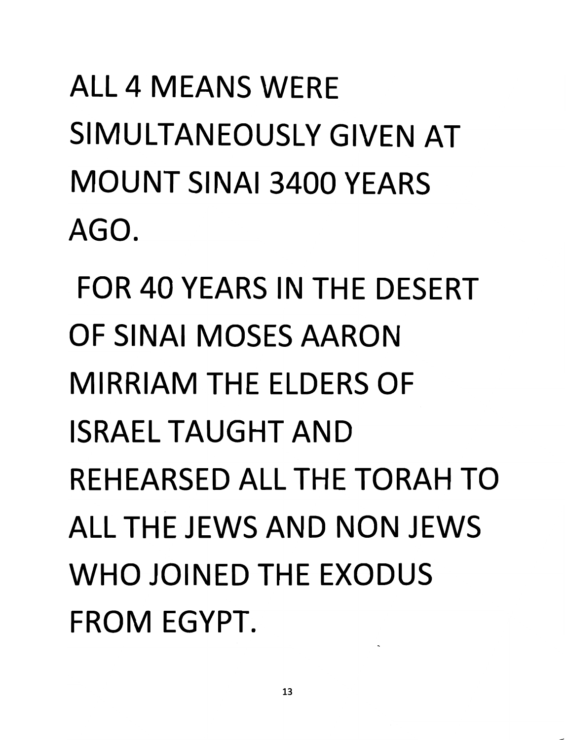ALL 4 MEANS WERE SIMULTANEOUSLY GIVEN AT MOUNT SINAI 3400 YEARS AGO.

FOR 40 YEARS IN THE DESERT OF SINAI MOSES AARON MIRRIAM THE ELDERS OF ISRAEL TAUGHT AND REHEARSED ALL THE TORAH TO ALL THE JEWS AND NON JEWS WHO JOINED THE EXODUS FROM EGYPT.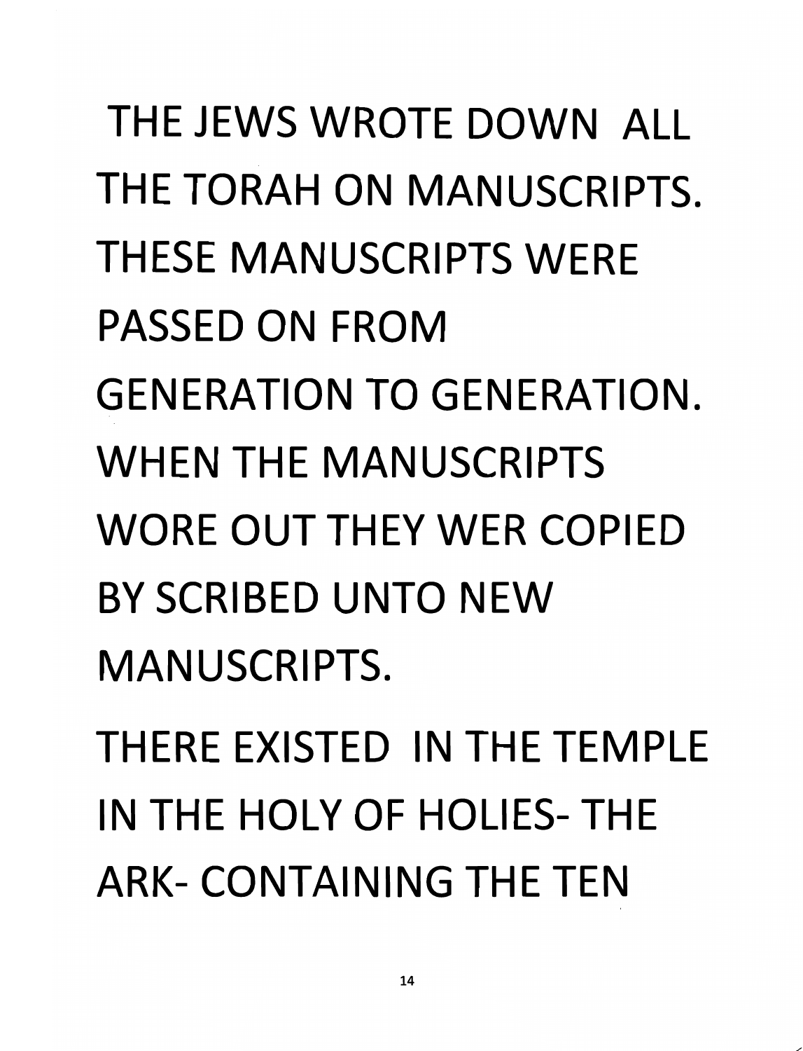THE JEWS WROTE DOWN ALL THE TORAH ON MANUSCRIPTS. THESE MANUSCRIPTS WERE PASSED ON FROM GENERATION TO GENERATION. WHEN THE MANUSCRIPTS WORE OUT THEY WER COPIED BY SCRIBED UNTO NEW MANUSCRIPTS.

THERE EXISTED IN THE TEMPLE IN THE HOLY OF HOLIES- THE ARK- CONTAINING THE TEN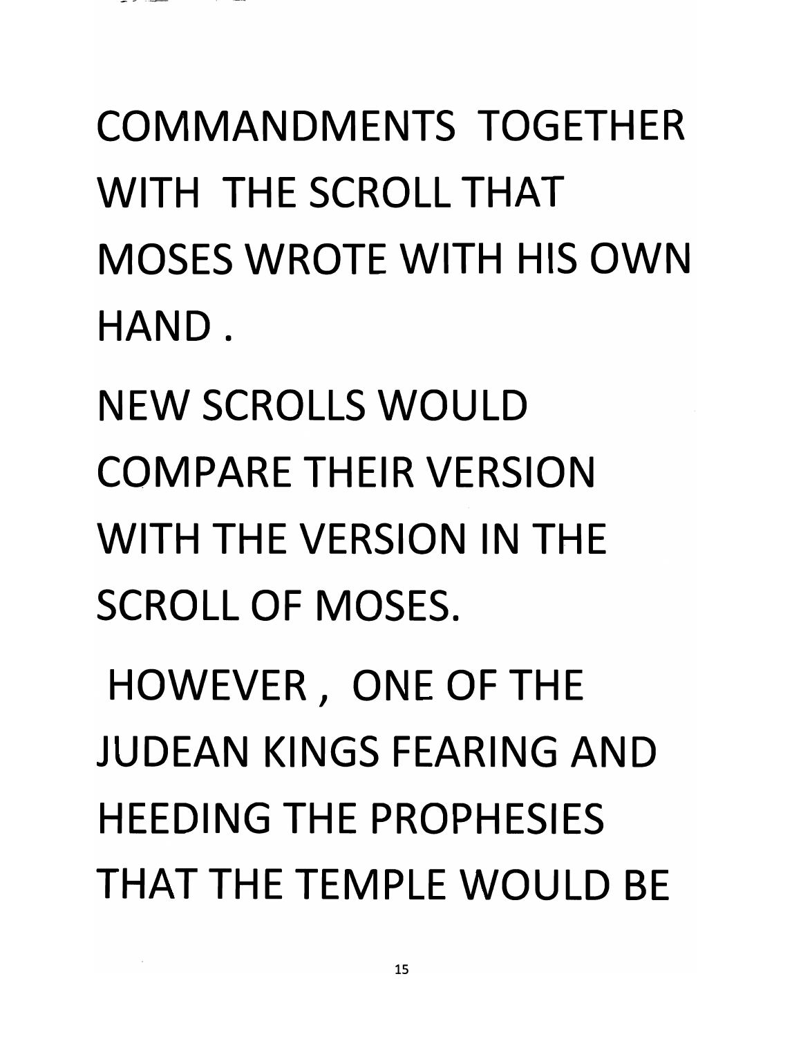COMMANDMENTS TOGETHER WITH THE SCROLL THAT MOSES WROTE WITH HIS OWN HAND .

NEW SCROLLS WOULD COMPARE THEIR VERSION WITH THE VERSION IN THE SCROLL OF MOSES.

HOWEVER , ONE OF THE JUDEAN KINGS FEARING AND HEEDING THE PROPHESIES THAT THE TEMPLE WOULD BE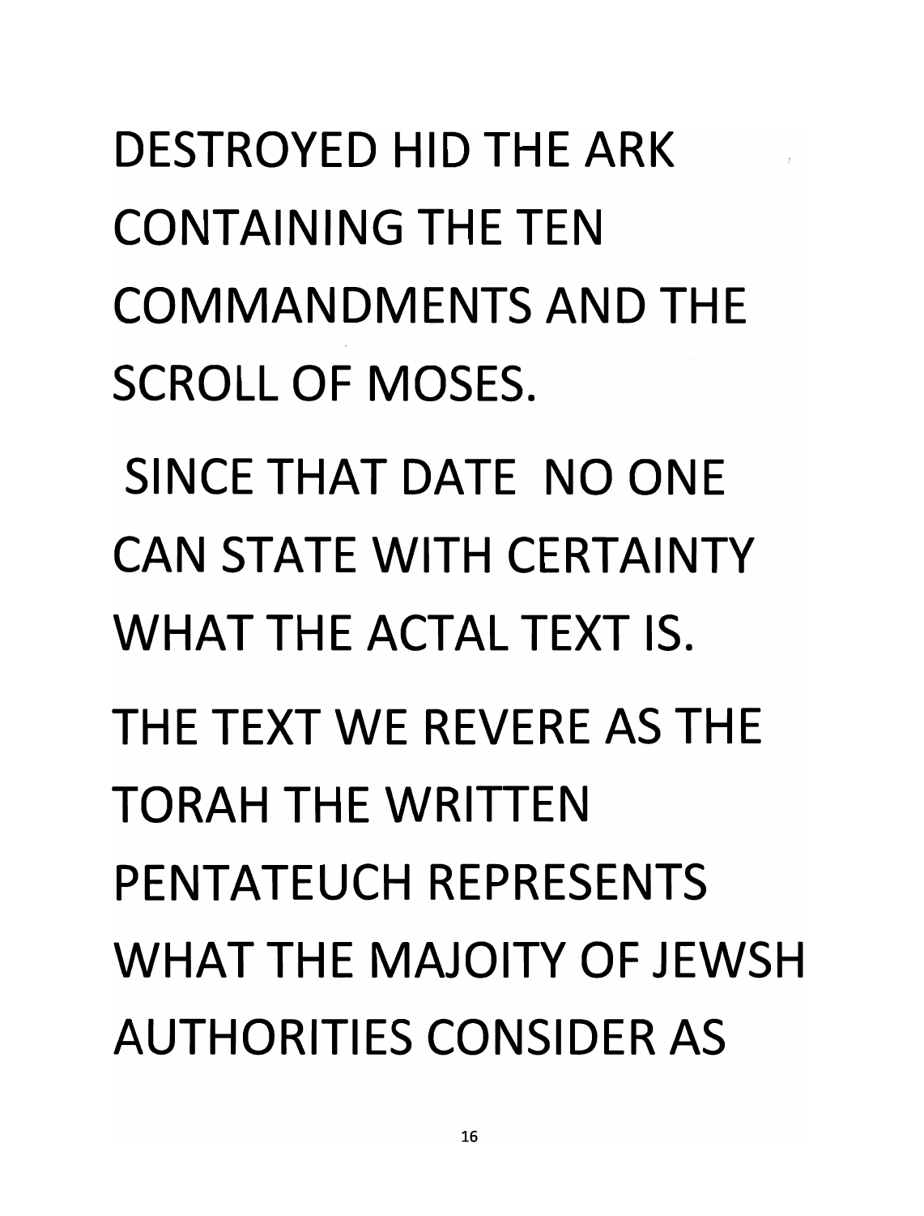DESTROYED HID THE ARK CONTAINING THE TEN COMMANDMENTS AND THE SCROLL OF MOSES.

SINCE THAT DATE NO ONE CAN STATE WITH CERTAINTY WHAT THE ACTAL TEXT IS.

THE TEXT WE REVERE AS THE TORAH THE WRITTEN PENTATEUCH REPRESENTS WHAT THE MAJOITY OF JEWSH AUTHORITIES CONSIDER AS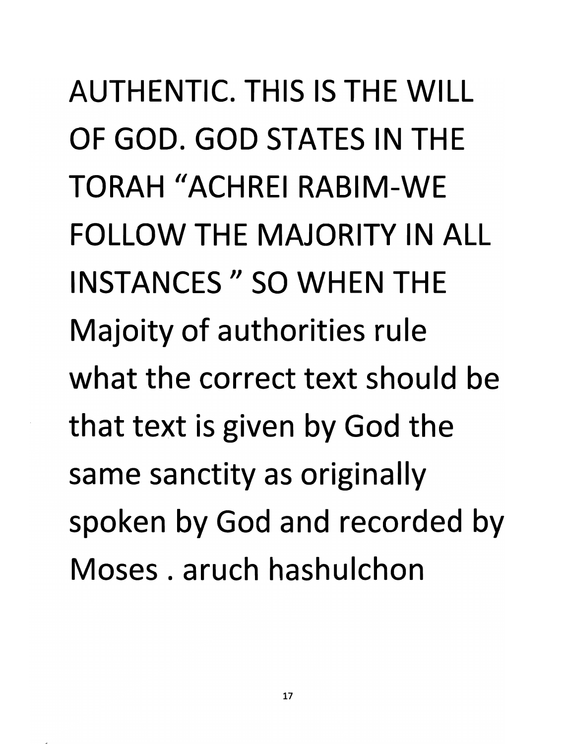AUTHENTIC. THIS IS THE WILL OF GOD. GOD STATES IN THE TORAH "ACHREI RABIM-WE FOLLOW THE MAJORITY IN ALL INSTANCES " SO WHEN THE Majoity of authorities rule what the correct text should be that text is given by God the same sanctity as originally spoken by God and recorded by Moses . aruch hashulchon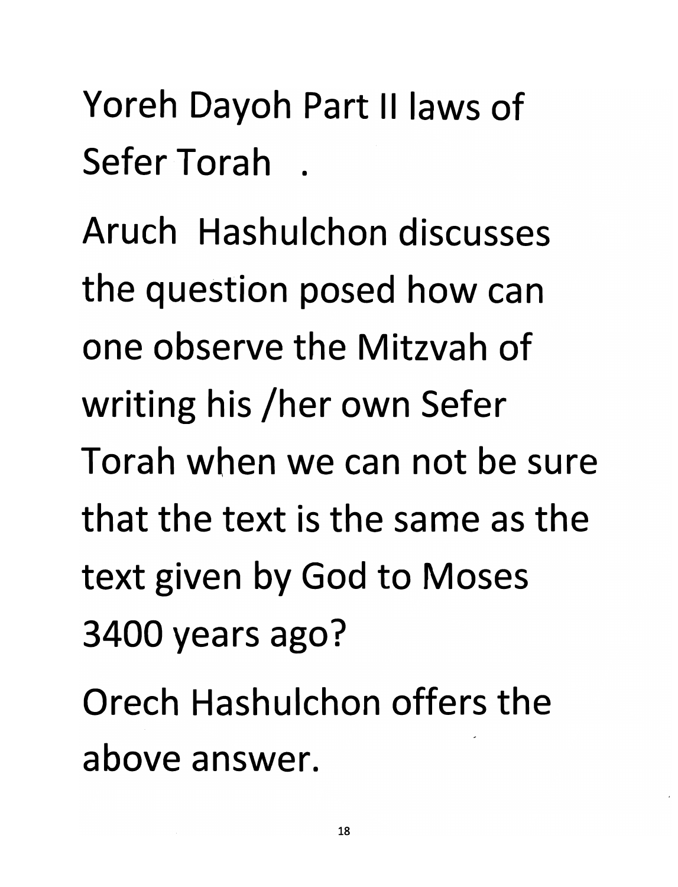Yoreh Dayoh Part II laws of Sefer Torah .

Aruch Hashulchon discusses the question posed how can one observe the Mitzvah of writing his /her own Sefer Torah when we can not be sure that the text is the same as the text given by God to Moses 3400 years ago?

Orech Hashulchon offers the above answer.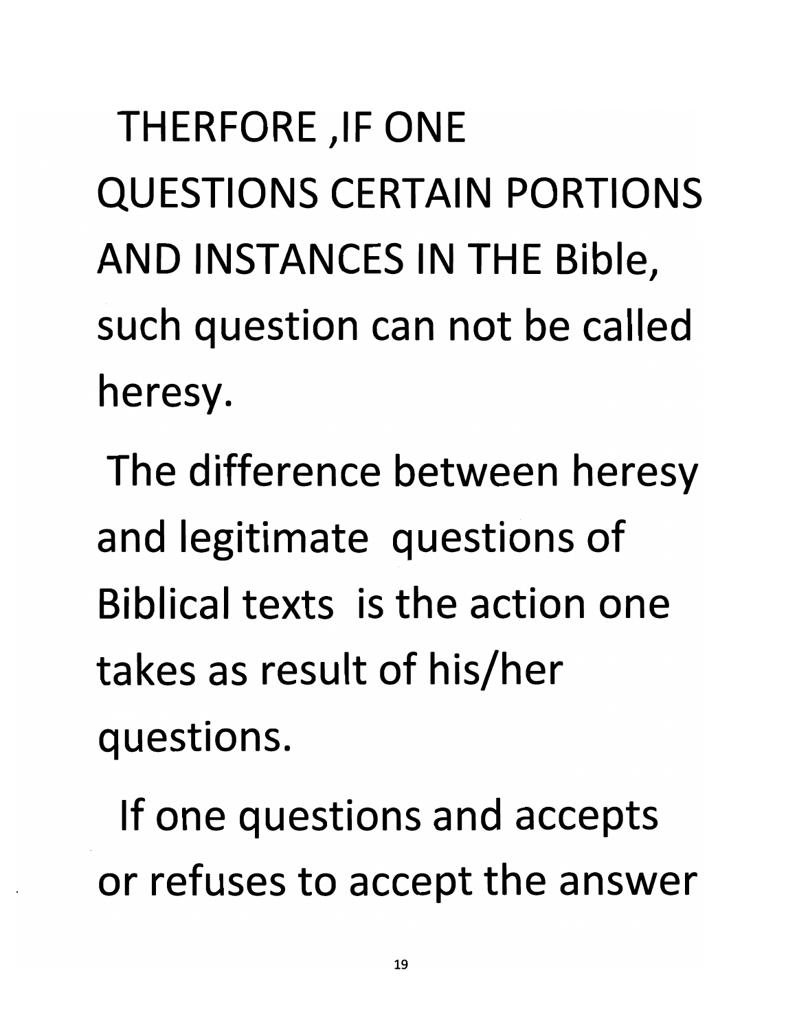THERFORE ,IF ONE QUESTIONS CERTAIN PORTIONS AND INSTANCES IN THE Bible, such question can not be called heresy.

The difference between heresy and legitimate questions of Biblical texts is the action one takes as result of his/her questions.

If one questions and accepts or refuses to accept the answer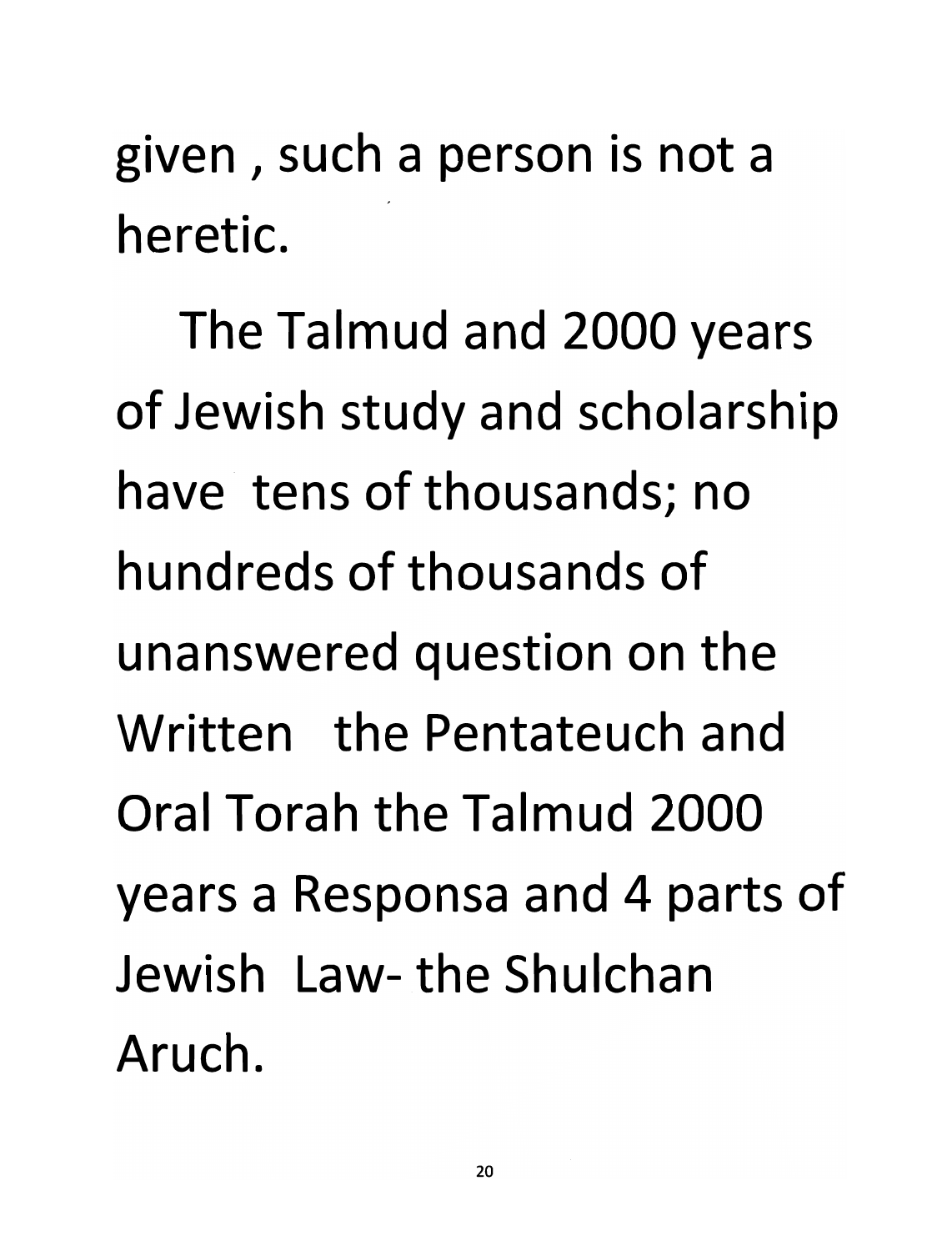given , such a person is not a heretic.

The Talmud and 2000 years of Jewish study and scholarship have tens of thousands; no hundreds of thousands of unanswered question on the Written the Pentateuch and Oral Torah the Talmud 2000 years a Responsa and 4 parts of Jewish Law- the Shulchan Aruch.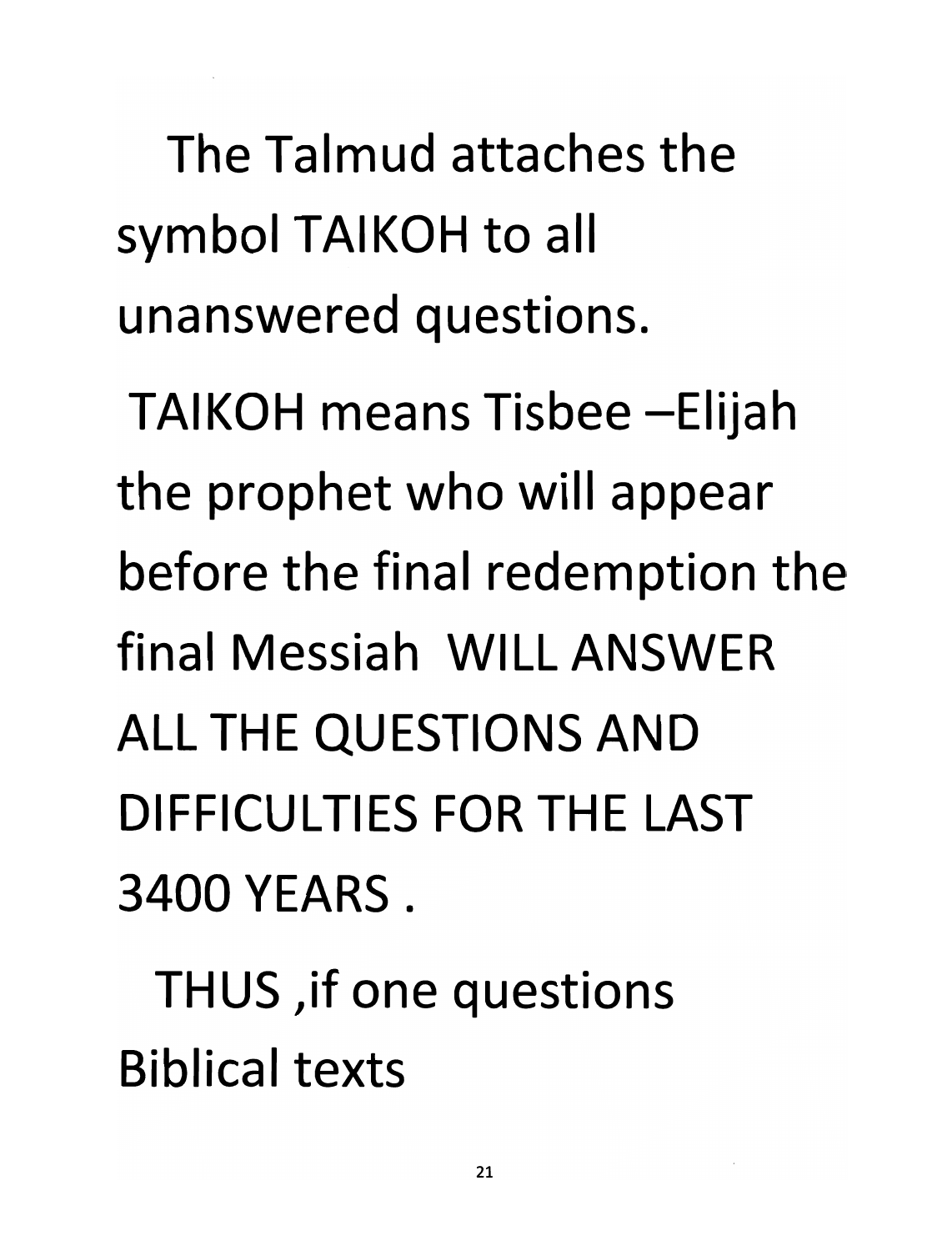The Talmud attaches the symbol TAIKOH to all unanswered questions.

TAIKOH means Tisbee –Elijah the prophet who will appear before the final redemption the final Messiah WILL ANSWER ALL THE QUESTIONS AND DIFFICULTIES FOR THE LAST 3400 YEARS .

THUS ,if one questions Biblical texts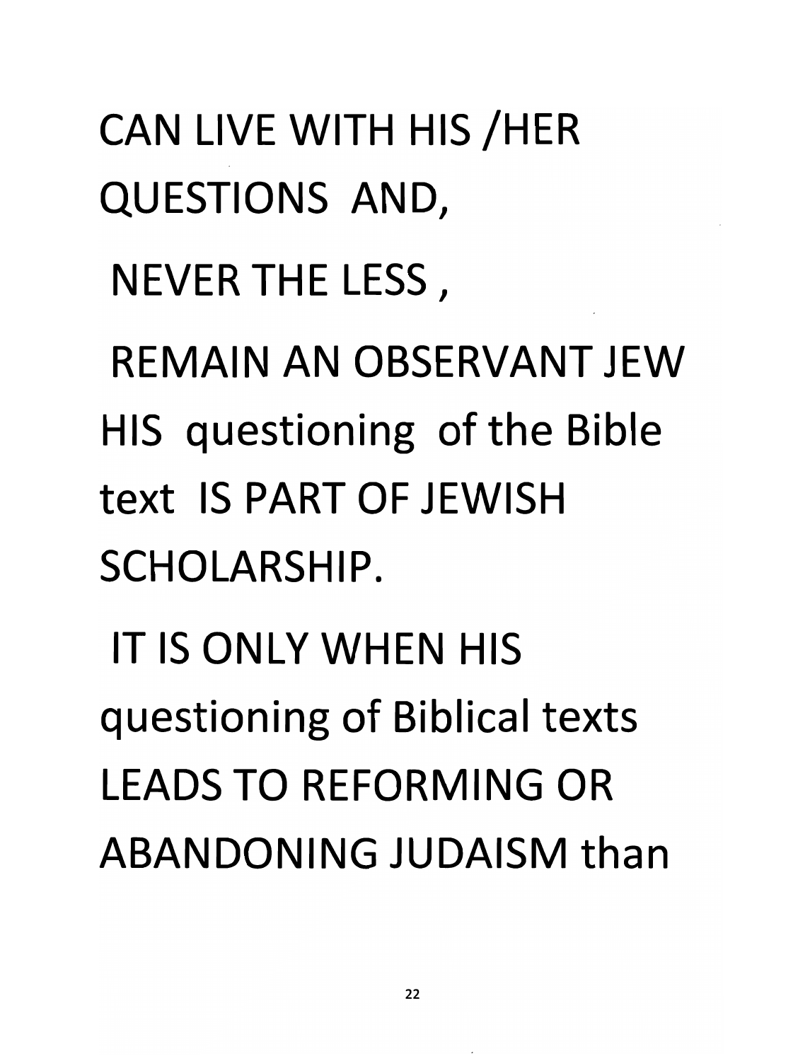CAN LIVE WITH HIS /HER QUESTIONS AND,

NEVER THE LESS ,

REMAIN AN OBSERVANT JEW HIS questioning of the Bible text IS PART OF JEWISH SCHOLARSHIP.

IT IS ONLY WHEN HIS questioning of Biblical texts LEADS TO REFORMING OR ABANDONING JUDAISM than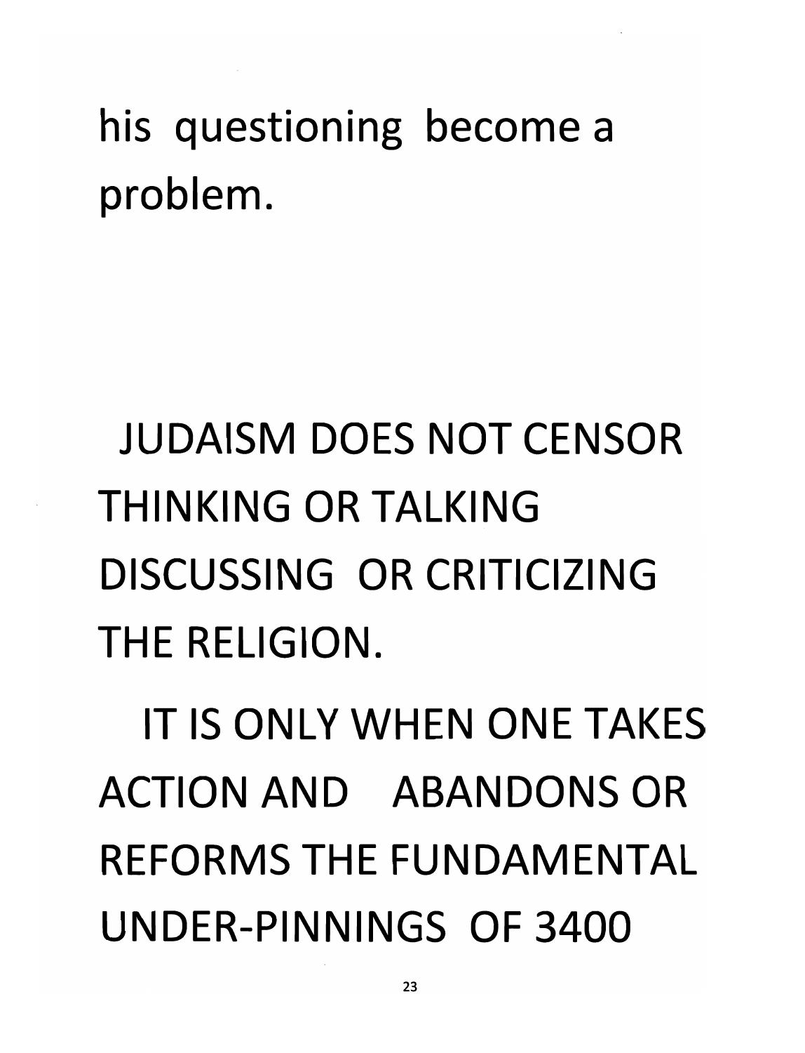his questioning become a problem.

JUDAISM DOES NOT CENSOR THINKING OR TALKING DISCUSSING OR CRITICIZING THE RELIGION.

IT IS ONLY WHEN ONE TAKES ACTION AND ABANDONS OR REFORMS THE FUNDAMENTAL UNDER-PINNINGS OF 3400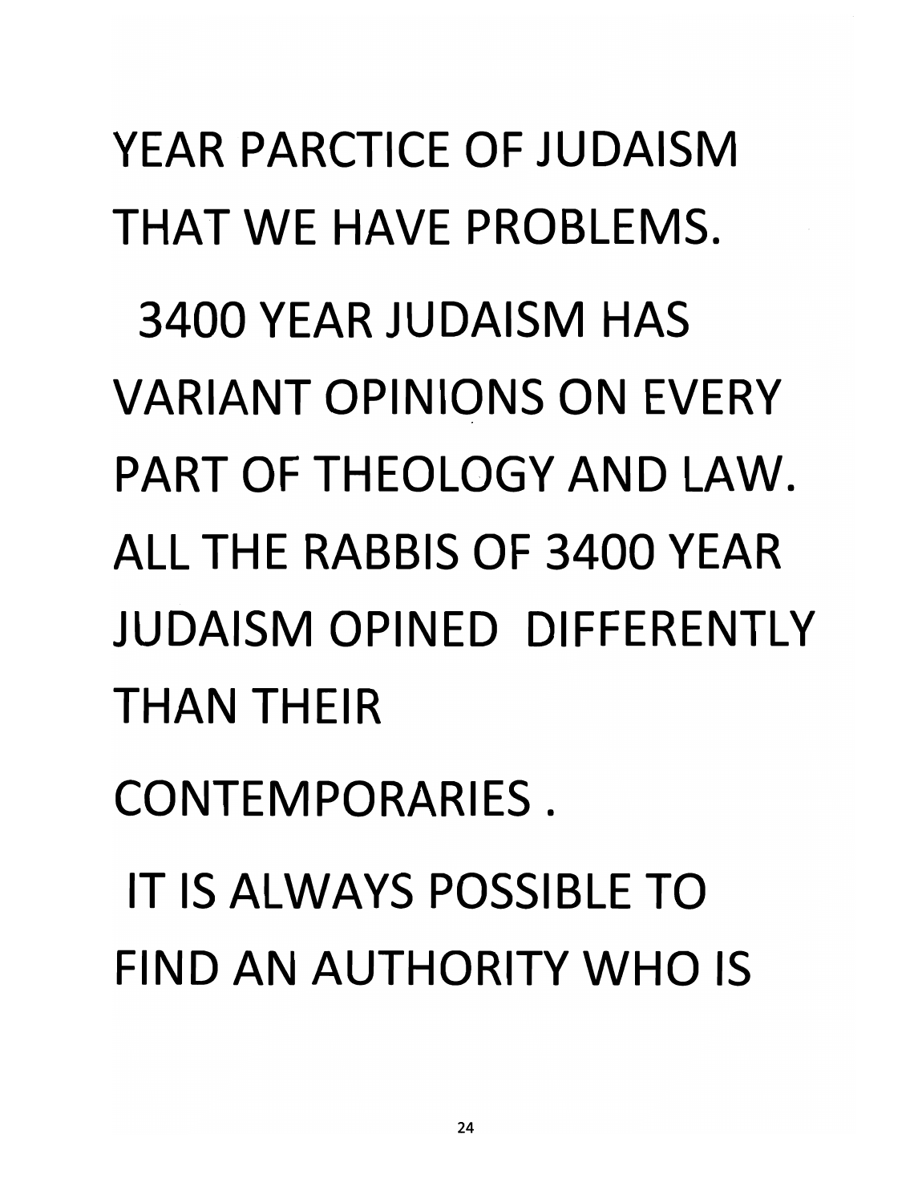YEAR PARCTICE OF JUDAISM THAT WE HAVE PROBLEMS.

3400 YEAR JUDAISM HAS VARIANT OPINIONS ON EVERY PART OF THEOLOGY AND LAW. ALL THE RABBIS OF 3400 YEAR JUDAISM OPINED DIFFERENTLY THAN THEIR CONTEMPORARIES .

IT IS ALWAYS POSSIBLE TO FIND AN AUTHORITY WHO IS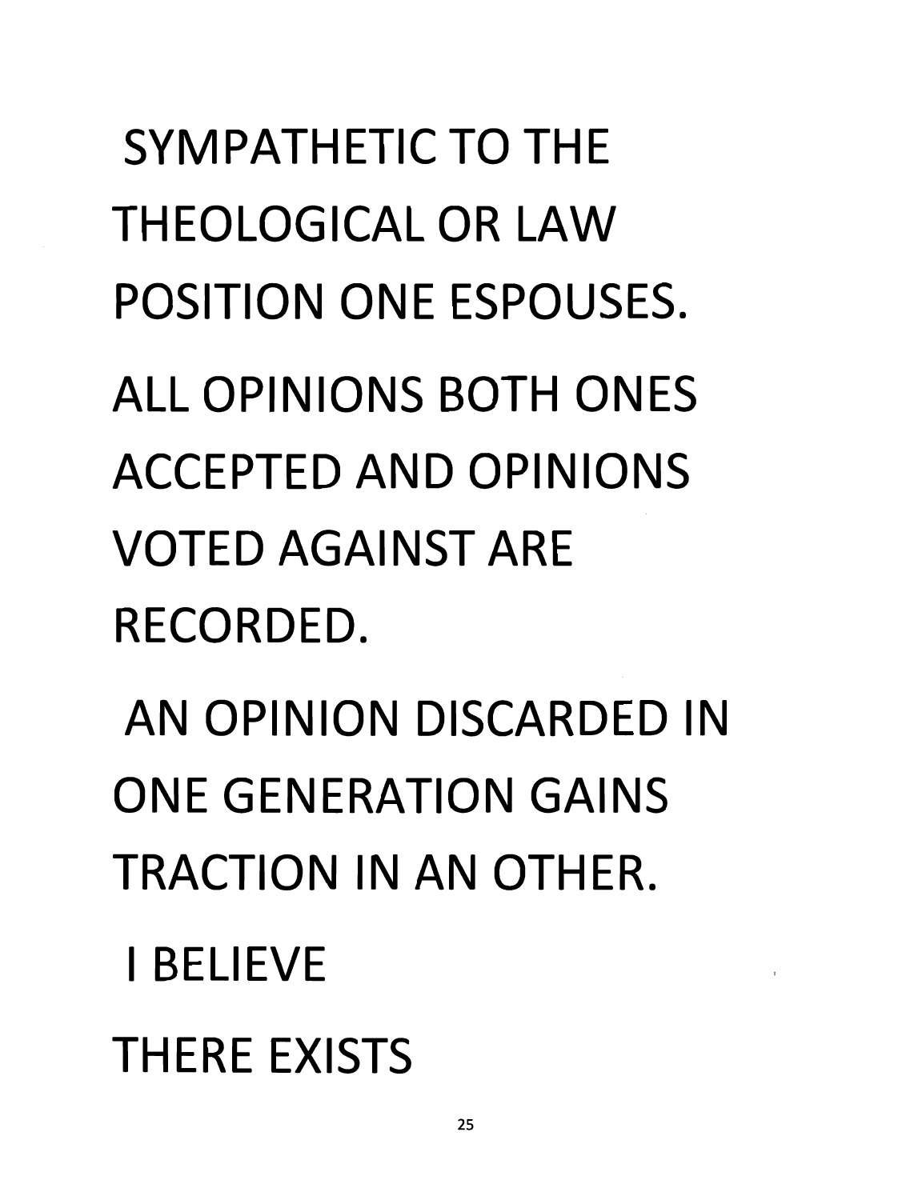SYMPATHETIC TO THE THEOLOGICAL OR LAW POSITION ONE ESPOUSES.

ALL OPINIONS BOTH ONES ACCEPTED AND OPINIONS VOTED AGAINST ARE RECORDED.

AN OPINION DISCARDED IN ONE GENERATION GAINS TRACTION IN AN OTHER.

I BELIEVE

THERE EXISTS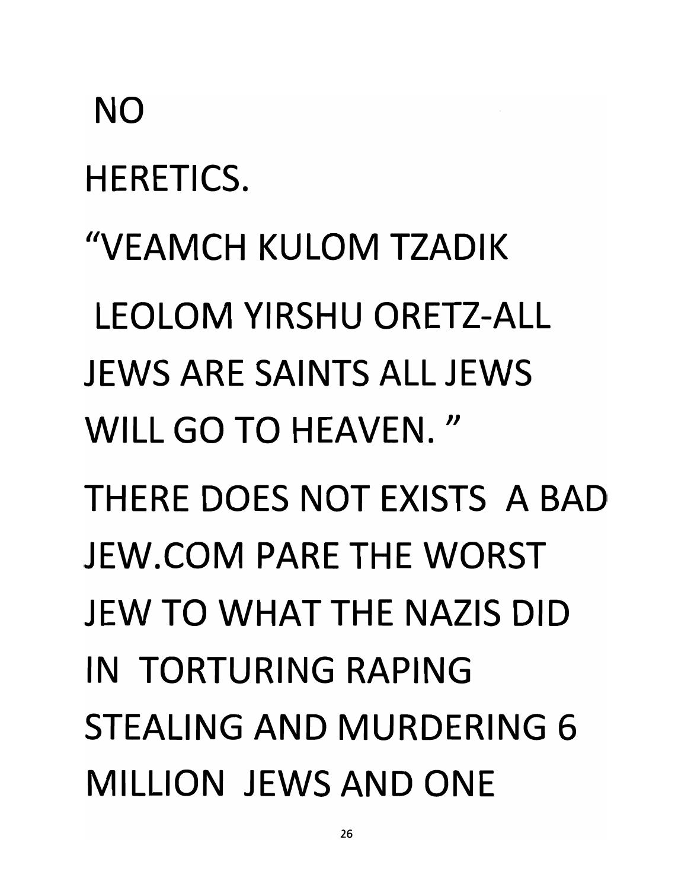NO

HERETICS.

"VEAMCH KULOM TZADIK

LEOLOM YIRSHU ORETZ-ALL JEWS ARE SAINTS ALL JEWS WILL GO TO HEAVEN. "

THERE DOES NOT EXISTS A BAD JEW.COM PARE THE WORST JEW TO WHAT THE NAZIS DID IN TORTURING RAPING STEALING AND MURDERING 6 MILLION JEWS AND ONE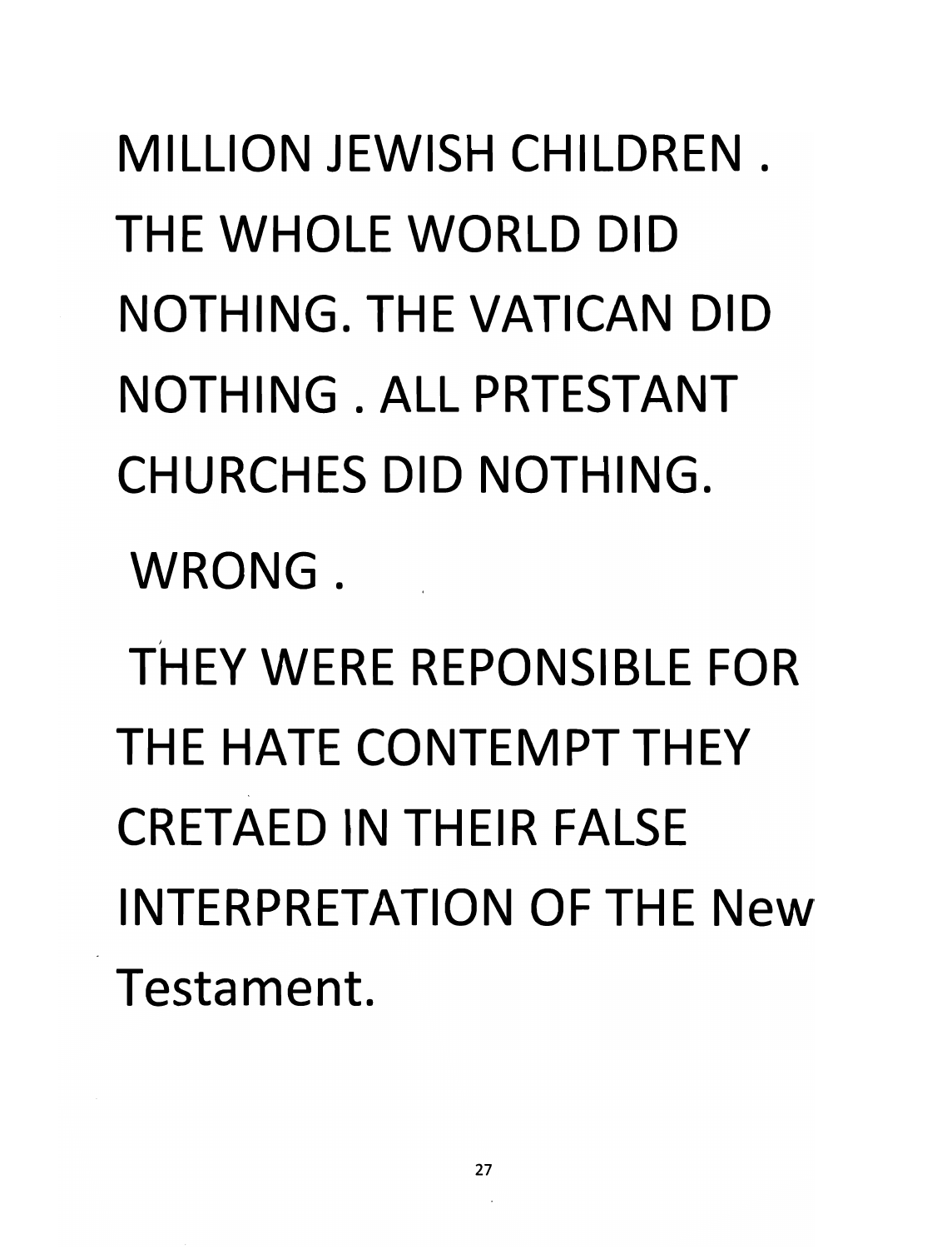MILLION JEWISH CHILDREN . THE WHOLE WORLD DID NOTHING. THE VATICAN DID NOTHING . ALL PRTESTANT CHURCHES DID NOTHING.

WRONG .

THEY WERE REPONSIBLE FOR THE HATE CONTEMPT THEY CRETAED IN THEIR FALSE INTERPRETATION OF THE New Testament.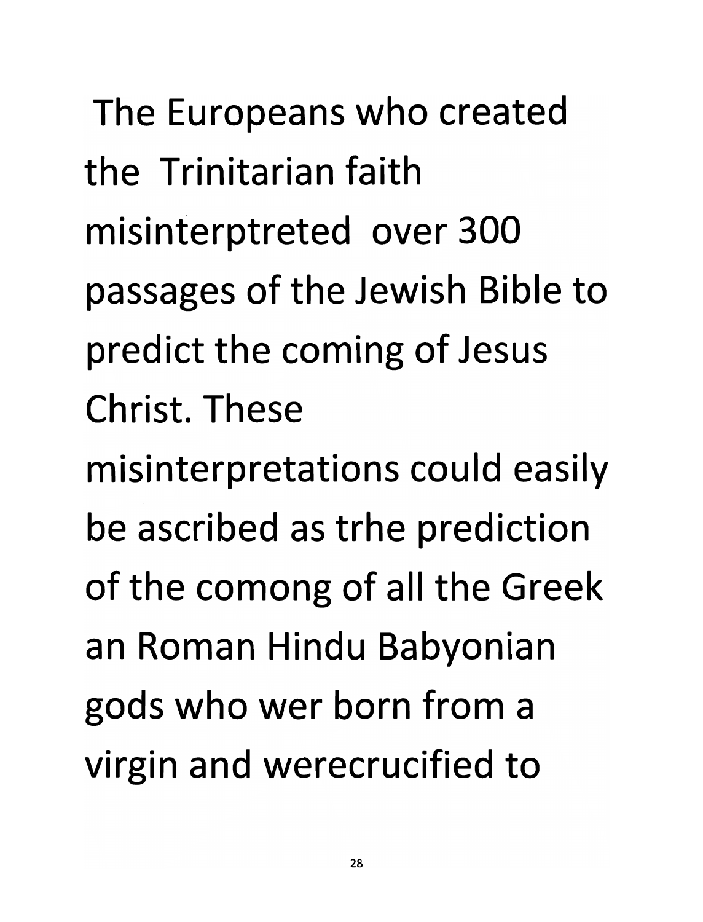The Europeans who created the Trinitarian faith misinterptreted over 300 passages of the Jewish Bible to predict the coming of Jesus Christ. These misinterpretations could easily be ascribed as trhe prediction of the comong of all the Greek an Roman Hindu Babyonian gods who wer born from a virgin and werecrucified to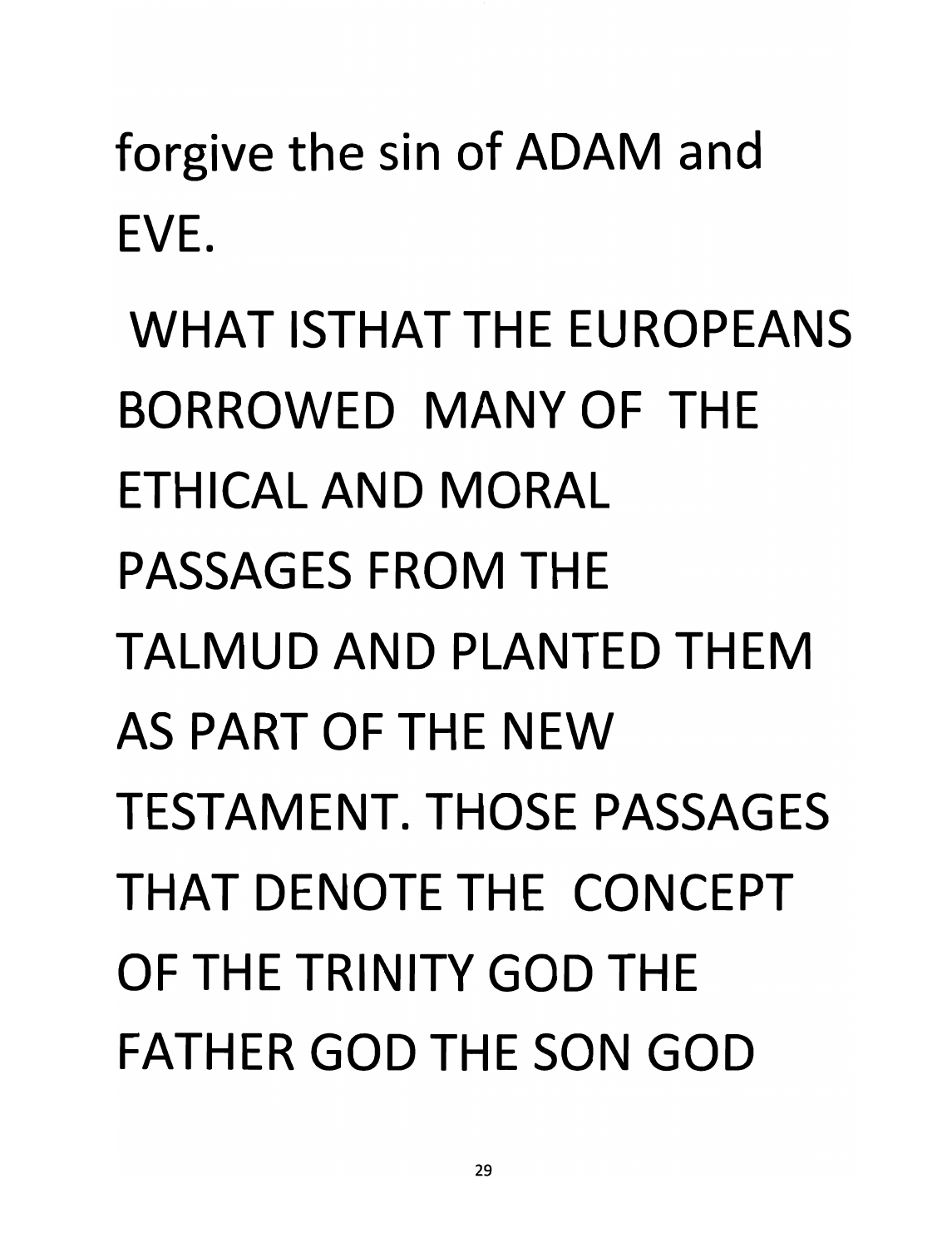forgive the sin of ADAM and EVE.

WHAT ISTHAT THE EUROPEANS BORROWED MANY OF THE ETHICAL AND MORAL PASSAGES FROM THE TALMUD AND PLANTED THEM AS PART OF THE NEW TESTAMENT. THOSE PASSAGES THAT DENOTE THE CONCEPT OF THE TRINITY GOD THE FATHER GOD THE SON GOD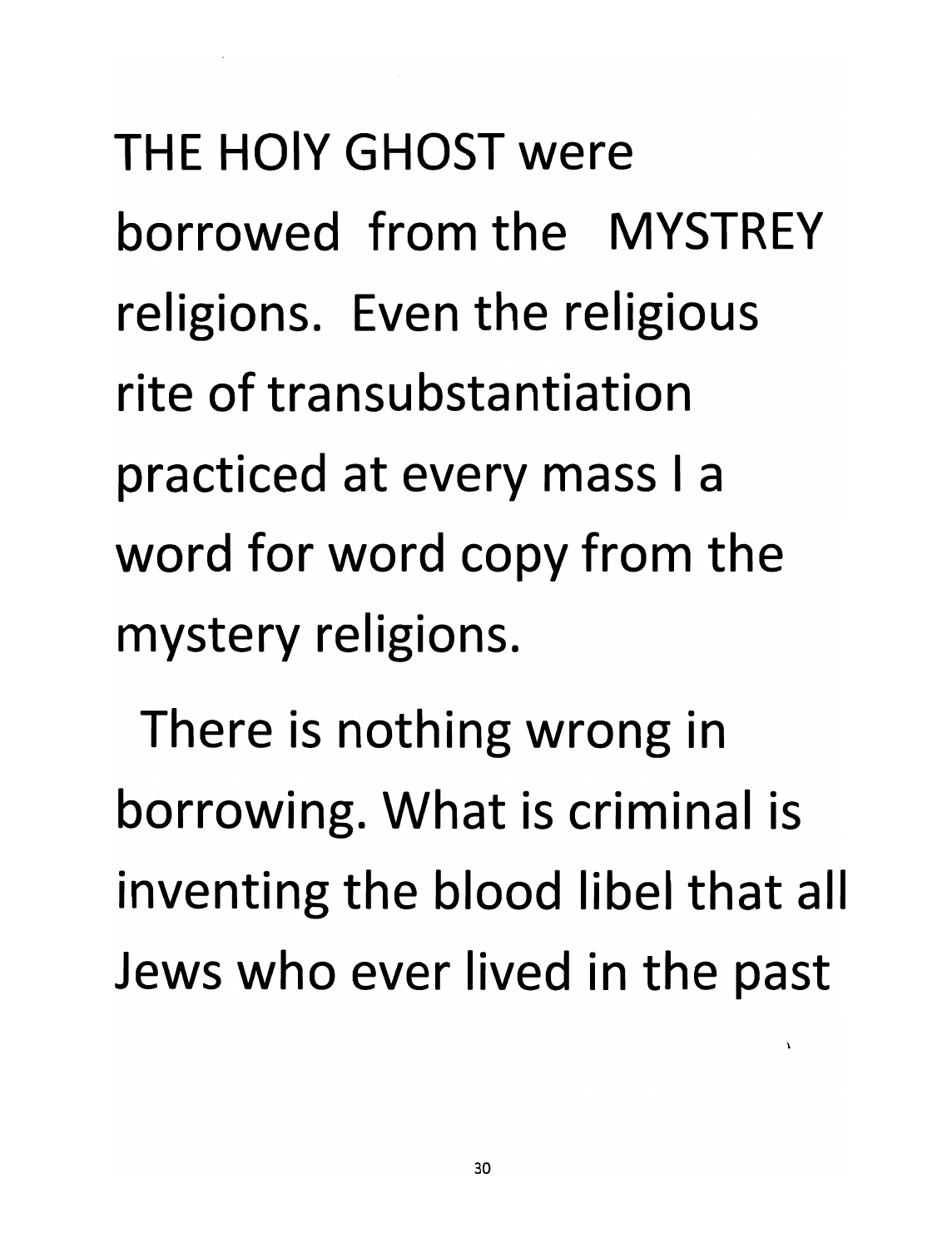THE HOlY GHOST were borrowed from the MYSTREY religions. Even the religious rite of transubstantiation practiced at every mass I a word for word copy from the mystery religions.

There is nothing wrong in borrowing. What is criminal is inventing the blood libel that all Jews who ever lived in the past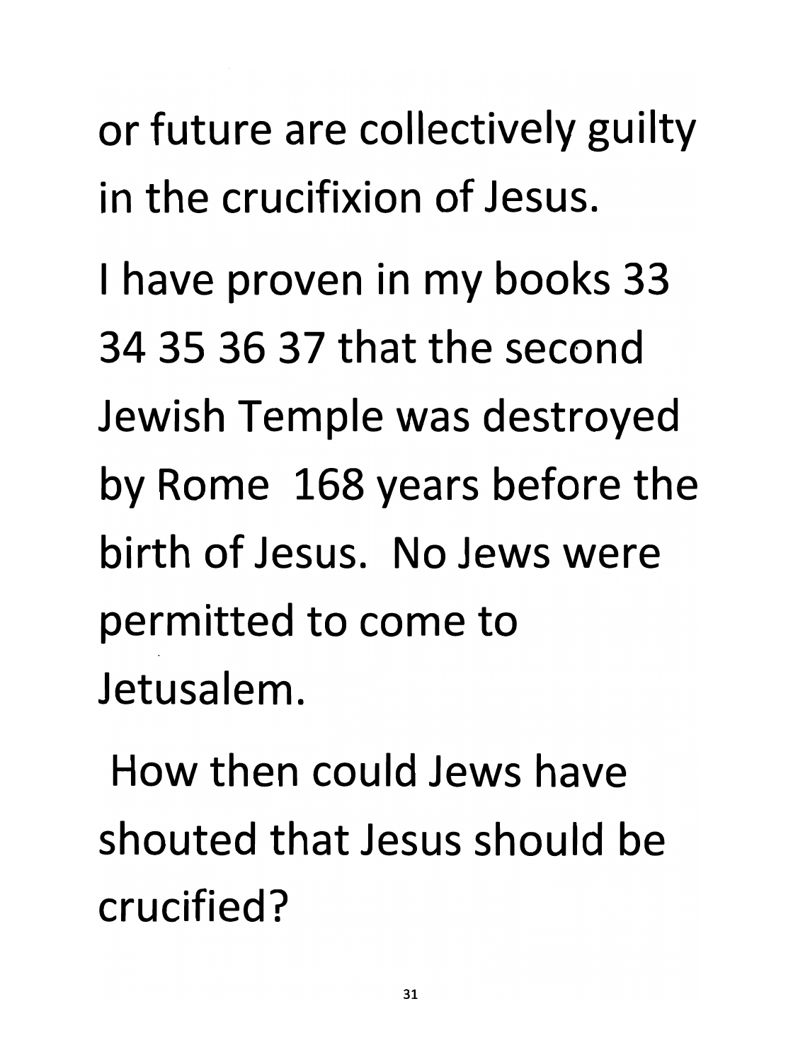or future are collectively guilty in the crucifixion of Jesus.

I have proven in my books 33 34 35 36 37 that the second Jewish Temple was destroyed by Rome 168 years before the birth of Jesus. No Jews were permitted to come to Jetusalem.

How then could Jews have shouted that Jesus should be crucified?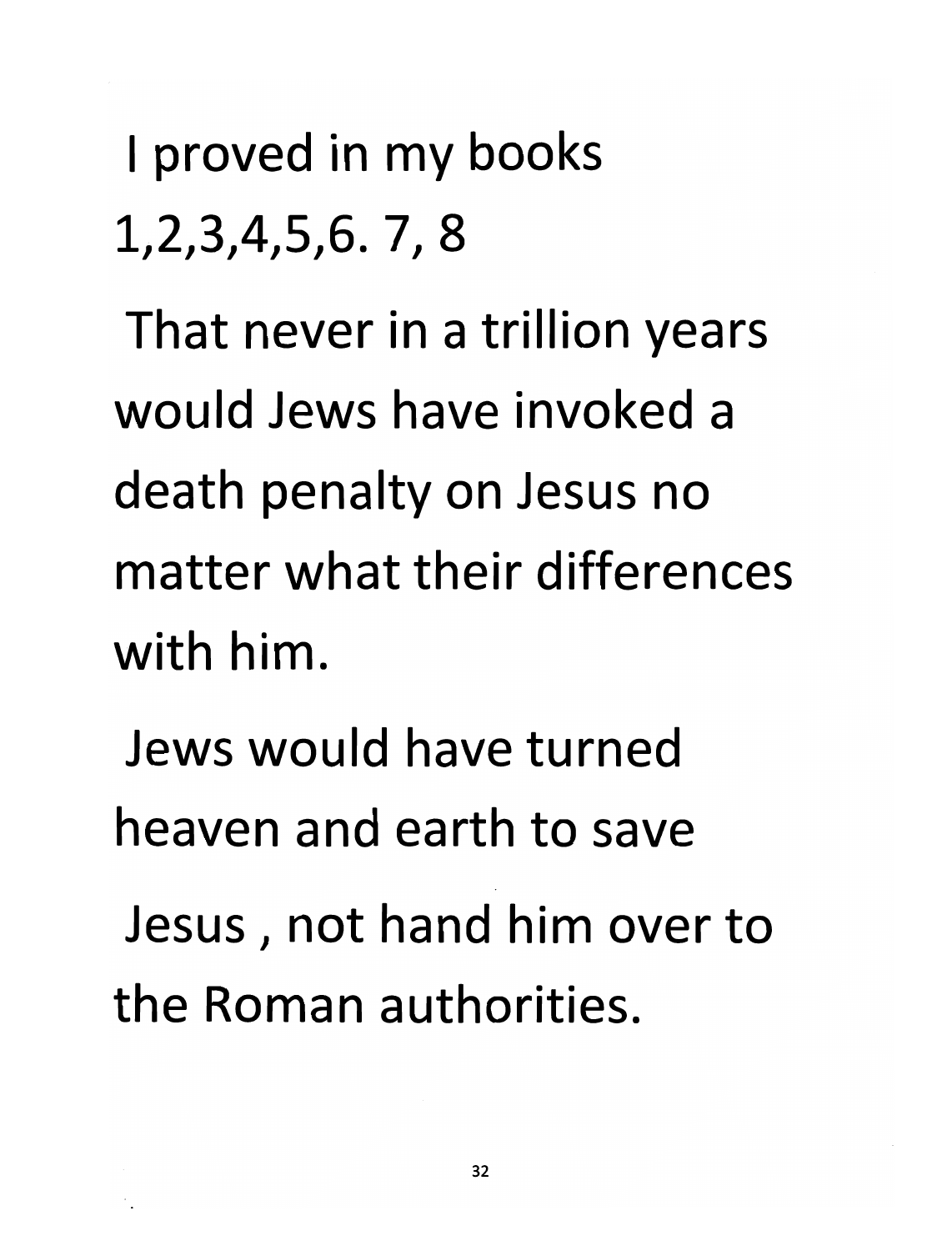I proved in my books 1,2,3,4,5,6. 7, 8

That never in a trillion years would Jews have invoked a death penalty on Jesus no matter what their differences with him.

Jews would have turned heaven and earth to save Jesus , not hand him over to the Roman authorities.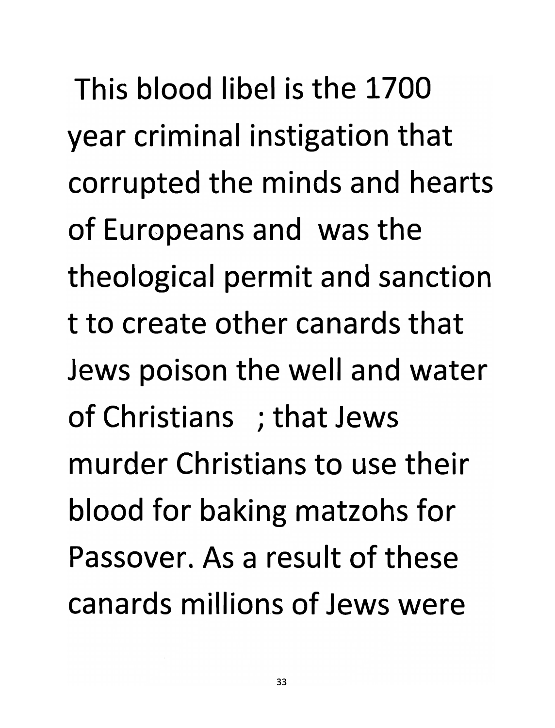This blood libel is the 1700 year criminal instigation that corrupted the minds and hearts of Europeans and was the theological permit and sanction t to create other canards that Jews poison the well and water of Christians ; that Jews murder Christians to use their blood for baking matzohs for Passover. As a result of these canards millions of Jews were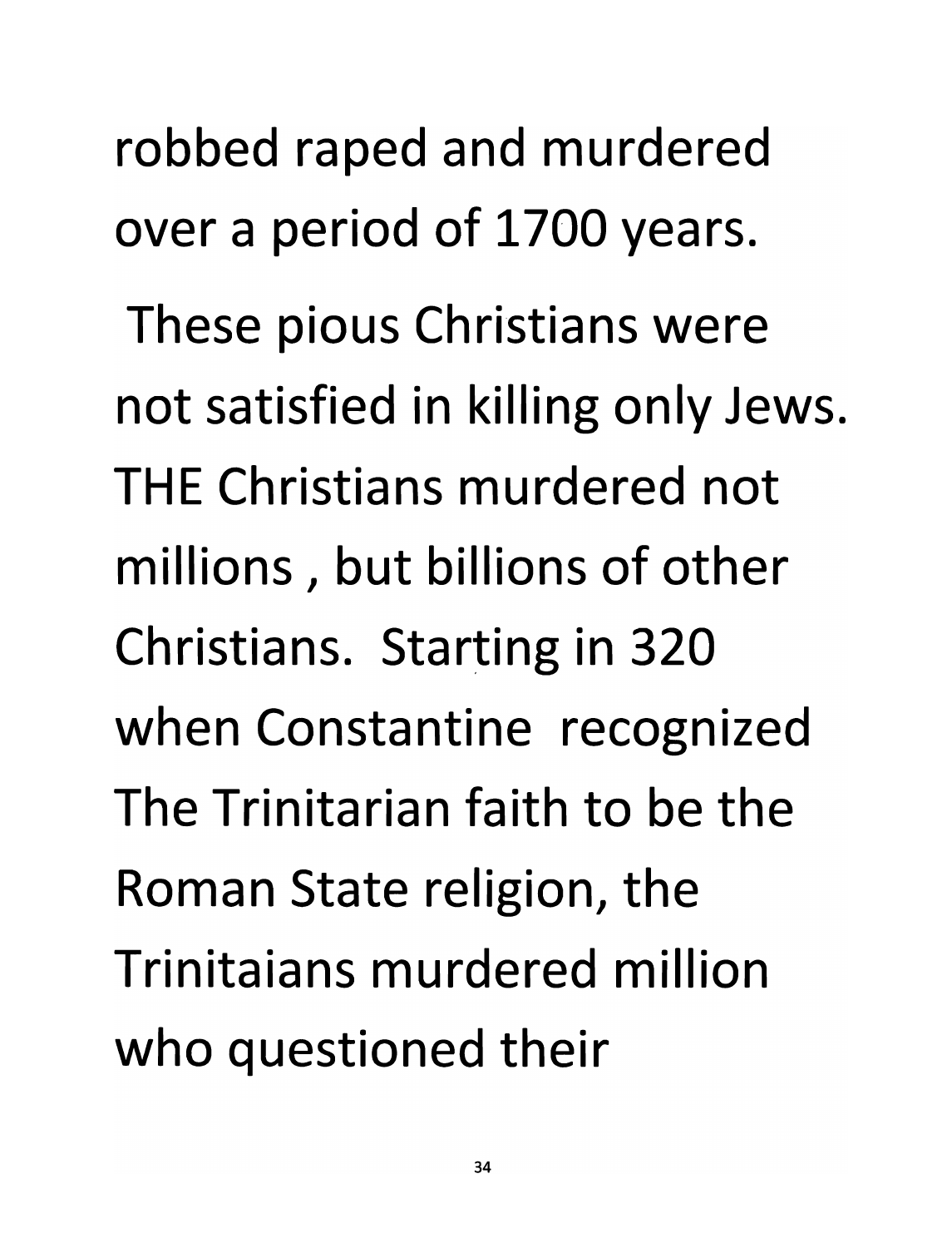robbed raped and murdered over a period of 1700 years.

These pious Christians were not satisfied in killing only Jews. THE Christians murdered not millions , but billions of other Christians. Starting in 320 when Constantine recognized The Trinitarian faith to be the Roman State religion, the Trinitaians murdered million who questioned their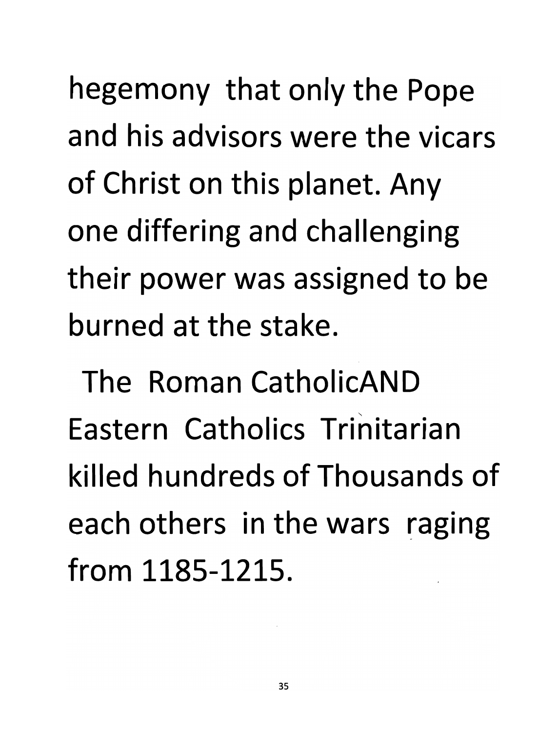hegemony that only the Pope and his advisors were the vicars of Christ on this planet. Any one differing and challenging their power was assigned to be burned at the stake.

The Roman CatholicAND Eastern Catholics Trinitarian killed hundreds of Thousands of each others in the wars raging from 1185-1215.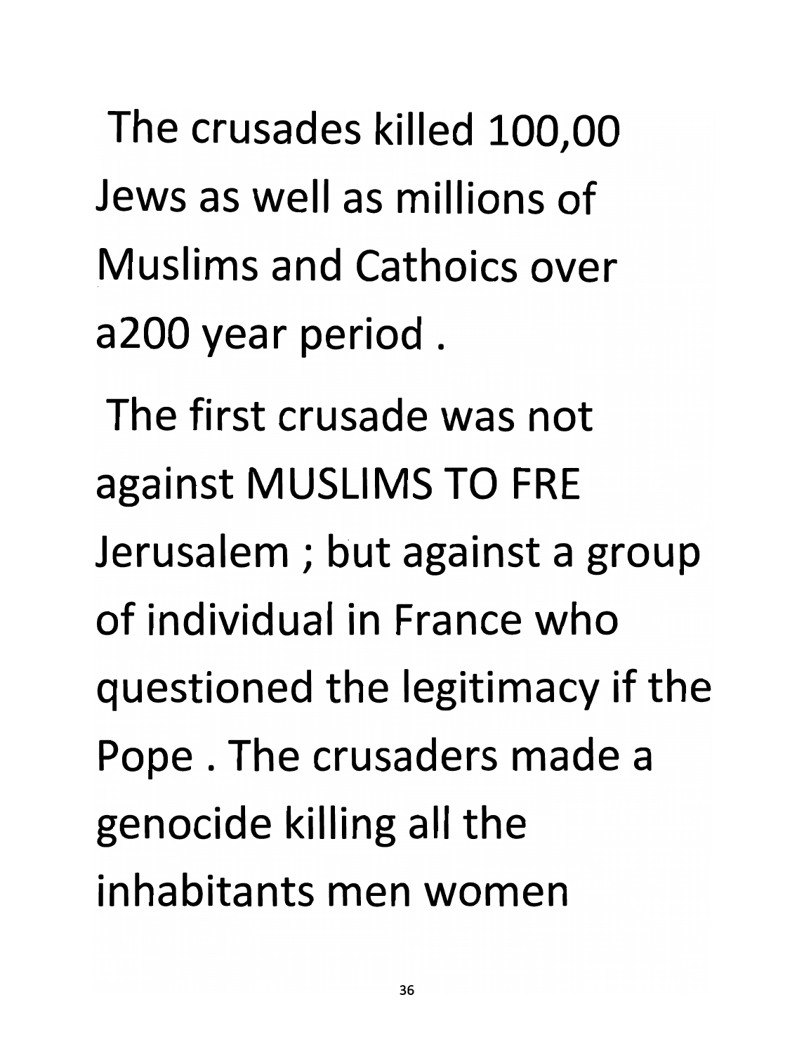The crusades killed 100,00 Jews as well as millions of Muslims and Cathoics over a200 year period .

The first crusade was not against MUSLIMS TO FRE Jerusalem ; but against a group of individual in France who questioned the legitimacy if the Pope . The crusaders made a genocide killing all the inhabitants men women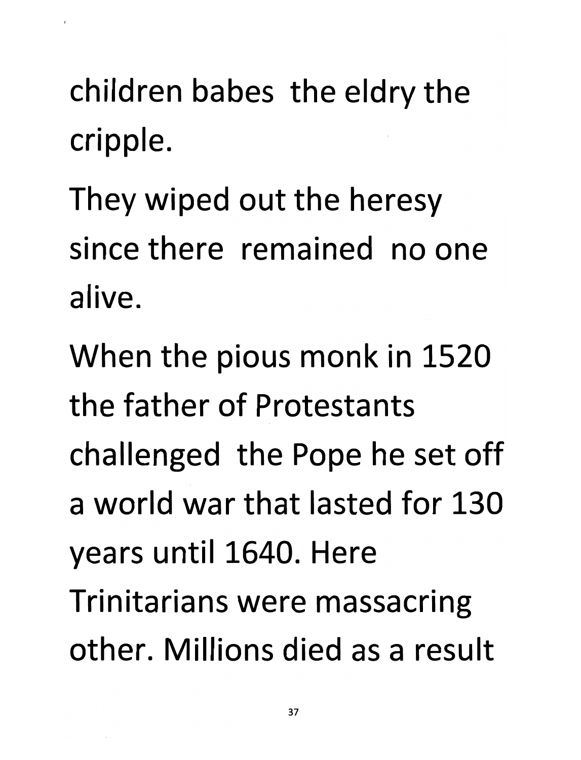children babes the eldry the cripple.

They wiped out the heresy since there remained no one alive.

When the pious monk in 1520 the father of Protestants challenged the Pope he set off a world war that lasted for 130 years until 1640. Here Trinitarians were massacring other. Millions died as a result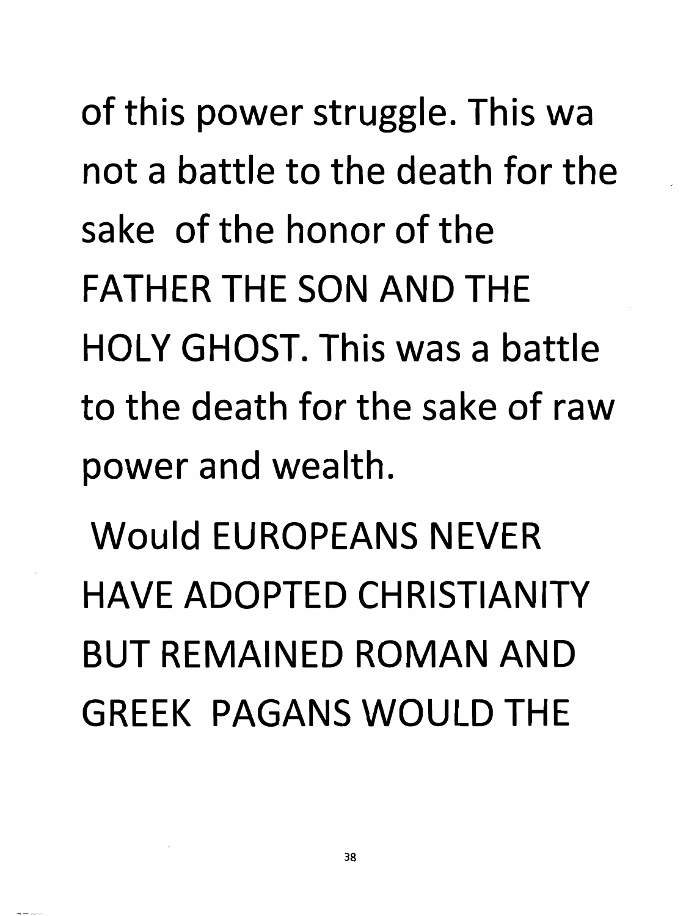of this power struggle. This wa not a battle to the death for the sake of the honor of the FATHER THE SON AND THE HOLY GHOST. This was a battle to the death for the sake of raw power and wealth.

Would EUROPEANS NEVER HAVE ADOPTED CHRISTIANITY BUT REMAINED ROMAN AND GREEK PAGANS WOULD THE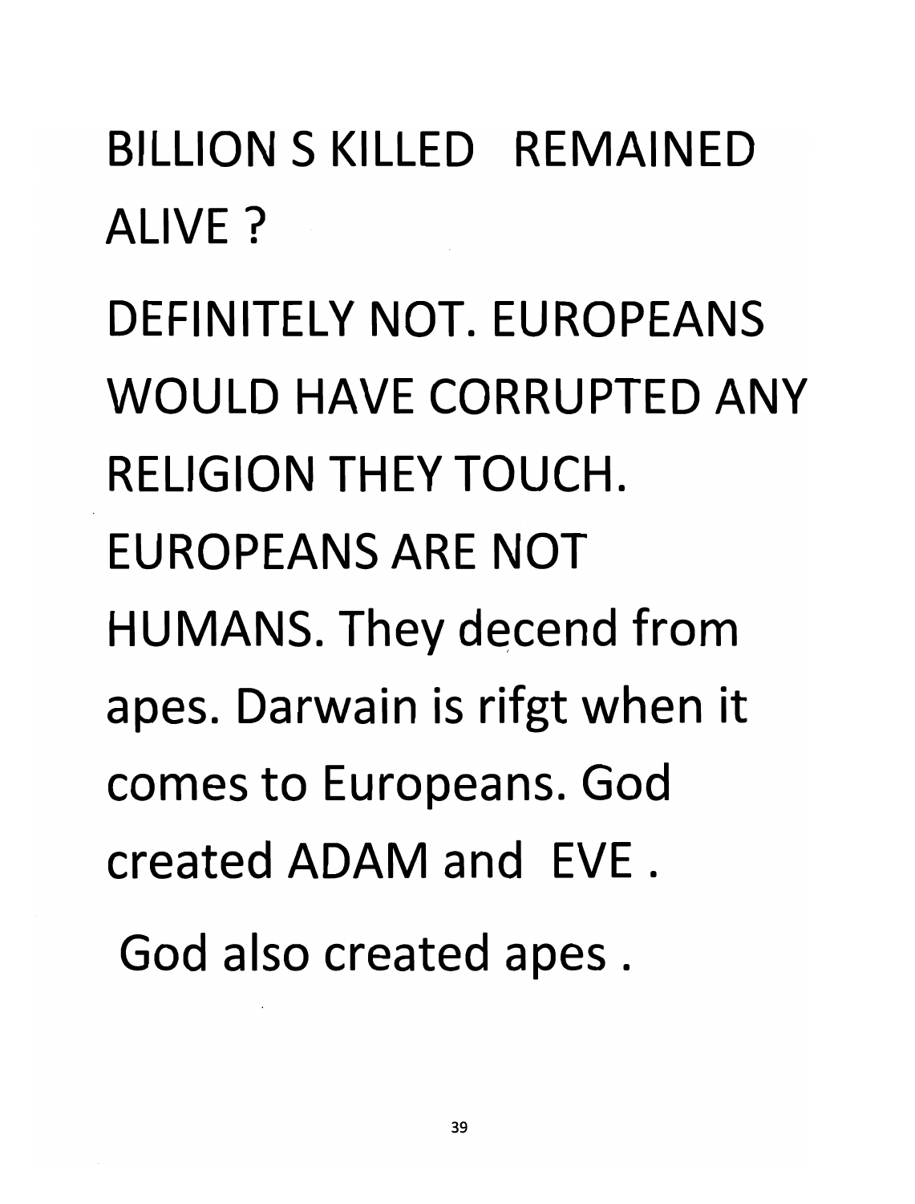BILLION S KILLED REMAINED ALIVE ?

DEFINITELY NOT. EUROPEANS WOULD HAVE CORRUPTED ANY RELIGION THEY TOUCH. EUROPEANS ARE NOT HUMANS. They decend from apes. Darwain is rifgt when it comes to Europeans. God created ADAM and EVE .

God also created apes .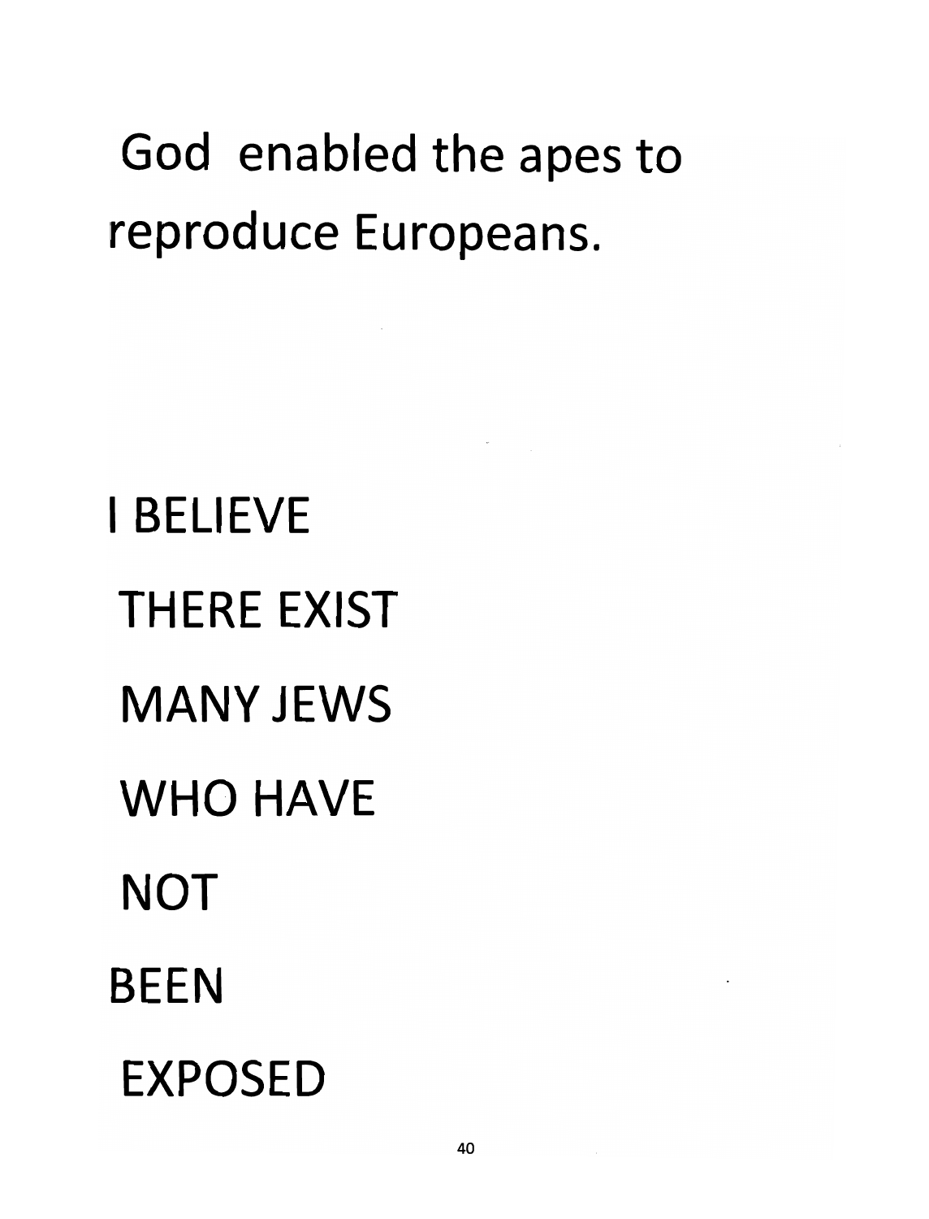God enabled the apes to reproduce Europeans.

I BELIEVE

THERE EXIST

MANY JEWS

WHO HAVE

NOT

BEEN

EXPOSED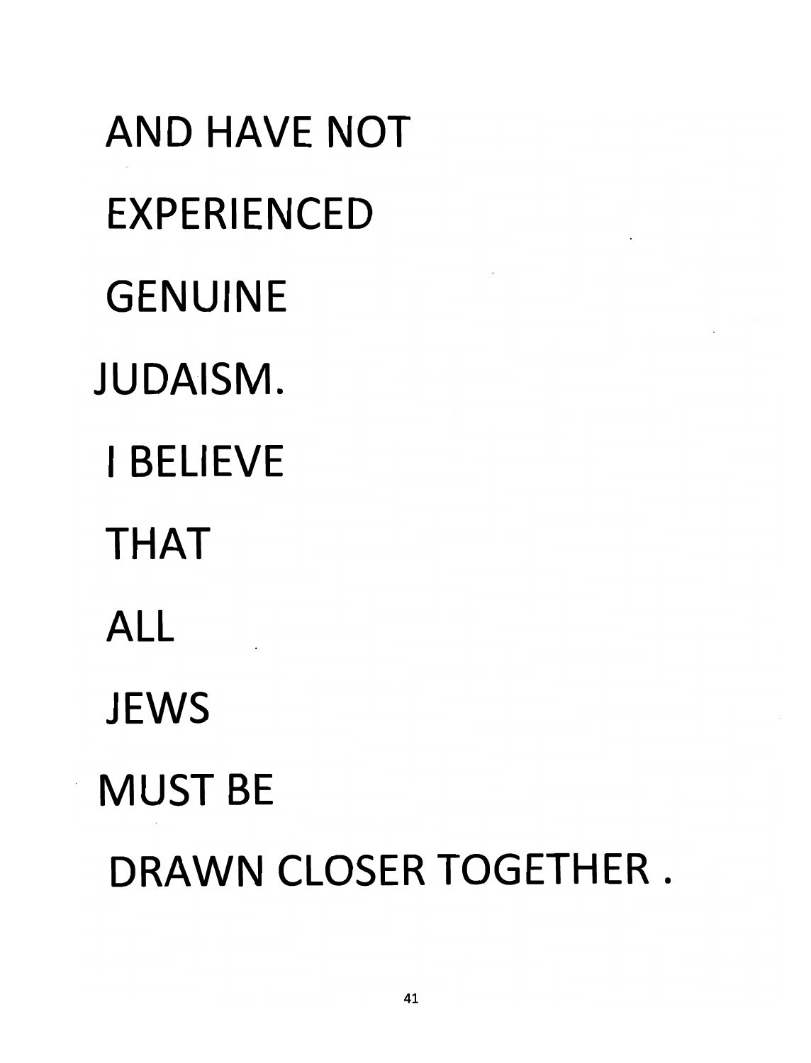AND HAVE NOT

EXPERIENCED

GENUINE

JUDAISM.

I BELIEVE

THAT

ALL

JEWS

MUST BE

DRAWN CLOSER TOGETHER .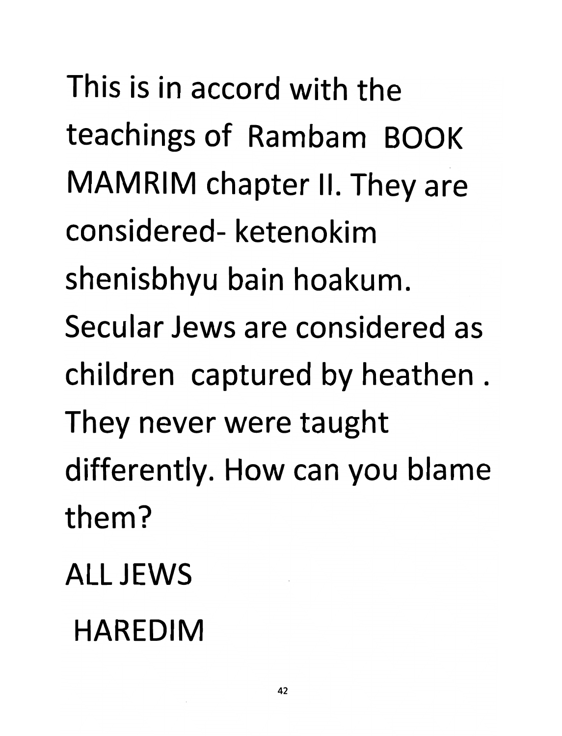This is in accord with the teachings of Rambam BOOK MAMRIM chapter II. They are considered- ketenokim shenisbhyu bain hoakum. Secular Jews are considered as children captured by heathen . They never were taught differently. How can you blame them?

ALL JEWS

HAREDIM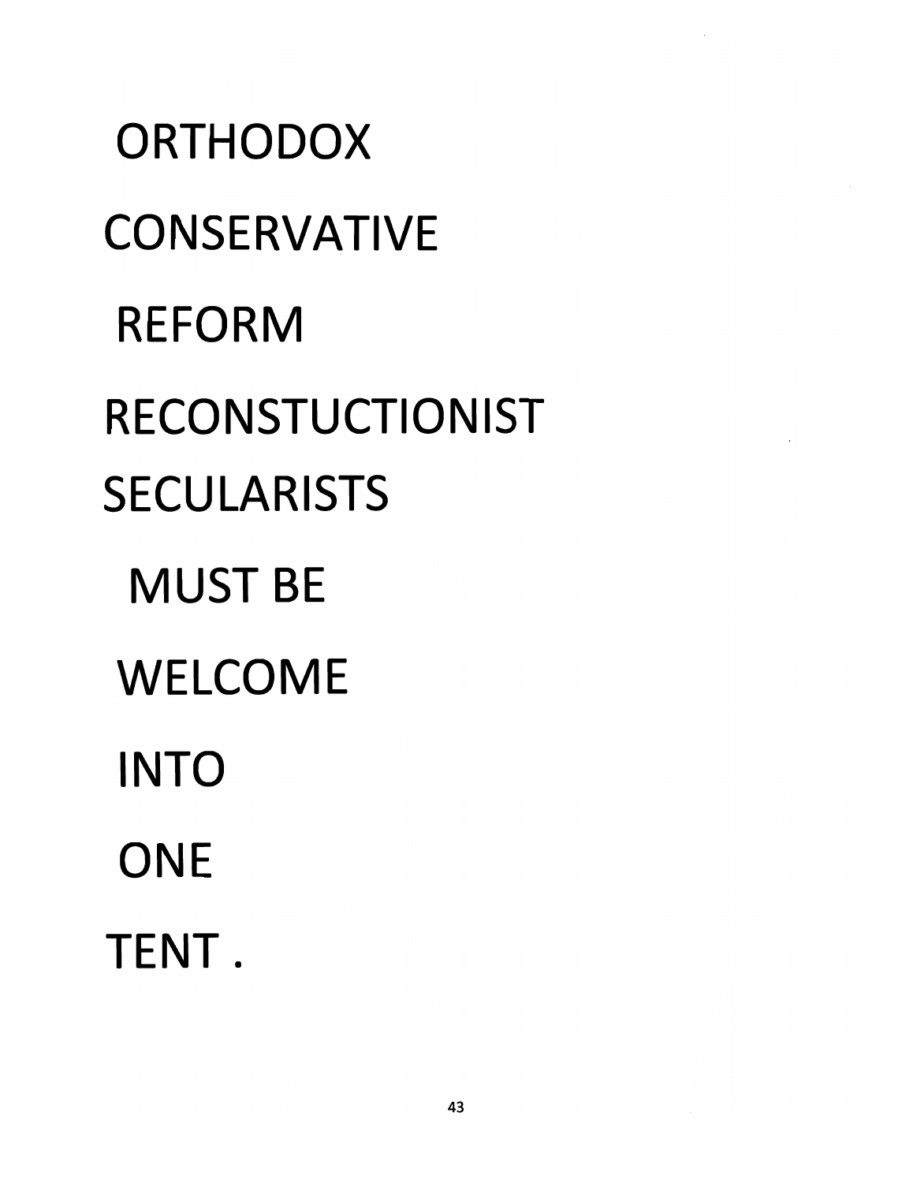ORTHODOX

CONSERVATIVE

REFORM

RECONSTUCTIONIST

SECULARISTS

MUST BE

WELCOME

INTO

ONE

TENT .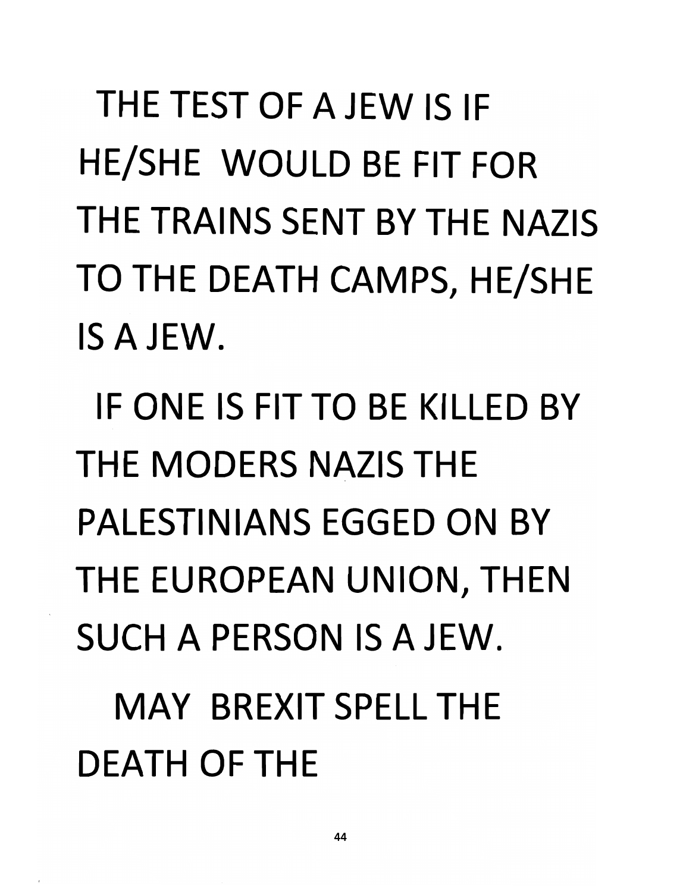THE TEST OF A JEW IS IF HE/SHE WOULD BE FIT FOR THE TRAINS SENT BY THE NAZIS TO THE DEATH CAMPS, HE/SHE IS A JEW.

IF ONE IS FIT TO BE KILLED BY THE MODERS NAZIS THE PALESTINIANS EGGED ON BY THE EUROPEAN UNION, THEN SUCH A PERSON IS A JEW.

MAY BREXIT SPELL THE DEATH OF THE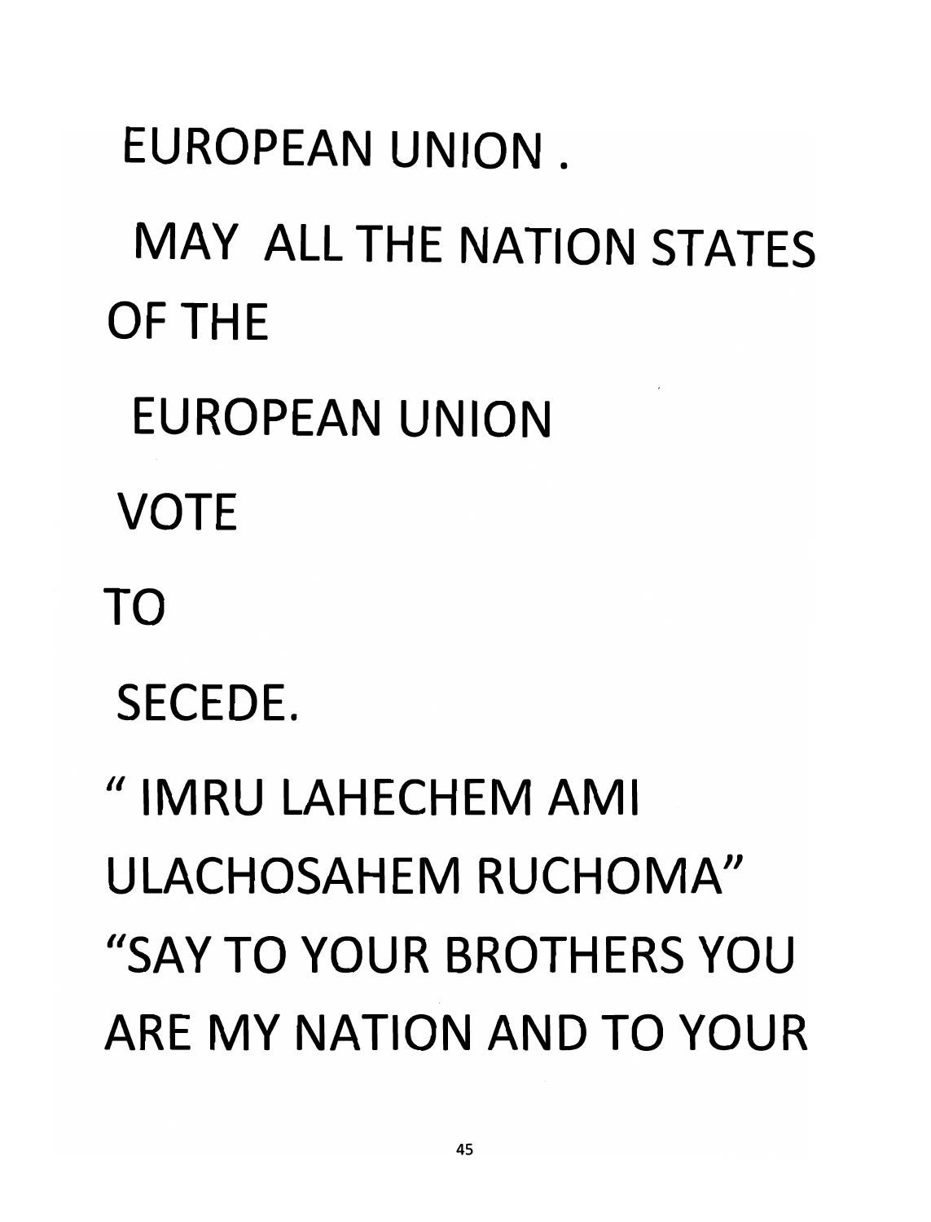EUROPEAN UNION .

MAY ALL THE NATION STATES OF THE

EUROPEAN UNION

VOTE

TO

SECEDE.

" IMRU LAHECHEM AMI ULACHOSAHEM RUCHOMA"

"SAY TO YOUR BROTHERS YOU ARE MY NATION AND TO YOUR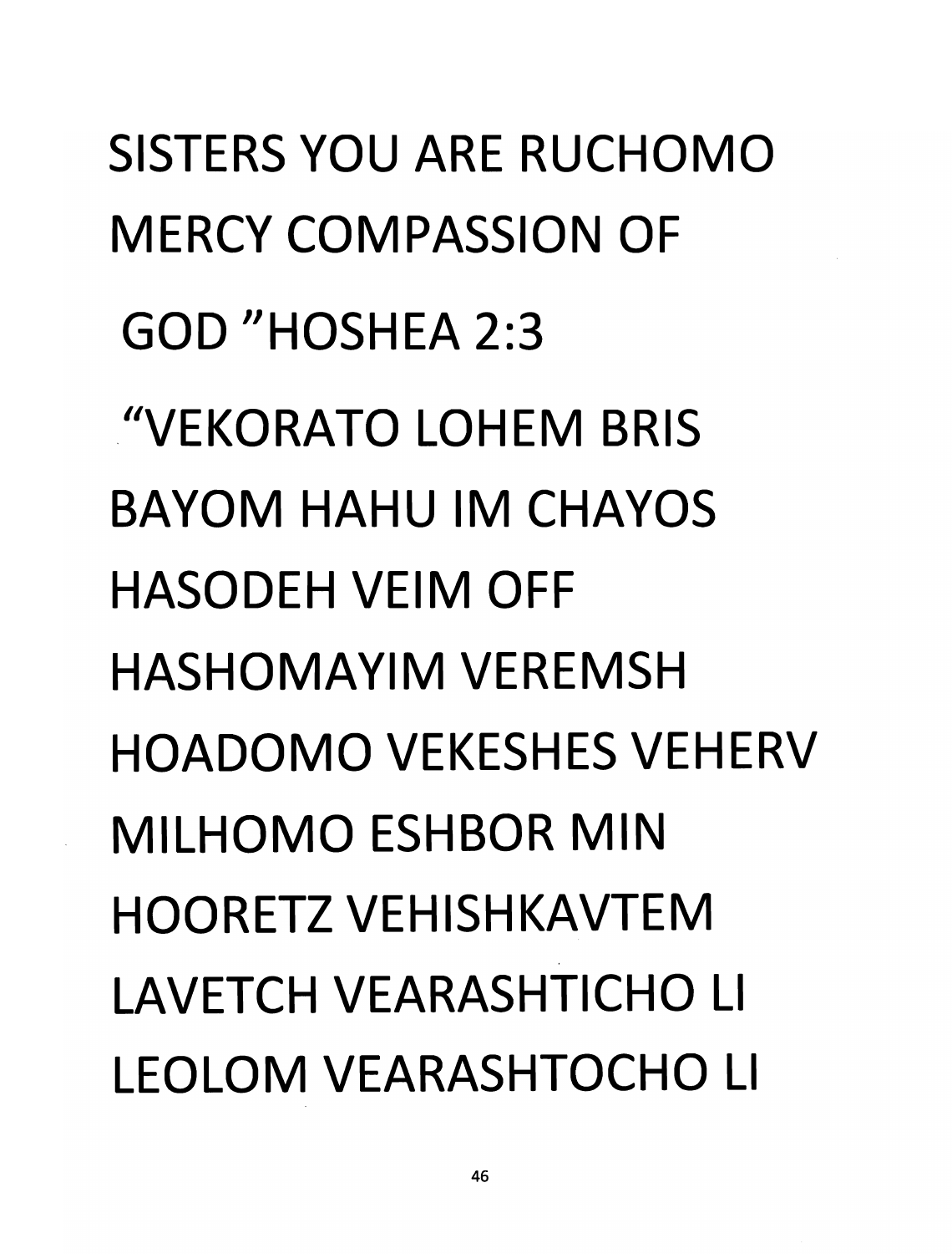SISTERS YOU ARE RUCHOMO MERCY COMPASSION OF GOD ”HOSHEA 2:3

“VEKORATO LOHEM BRIS BAYOM HAHU IM CHAYOS HASODEH VEIM OFF HASHOMAYIM VEREMSH HOADOMO VEKESHES VEHERV MILHOMO ESHBOR MIN HOORETZ VEHISHKAVTEM LAVETCH VEARASHTICHO LI LEOLOM VEARASHTOCHO LI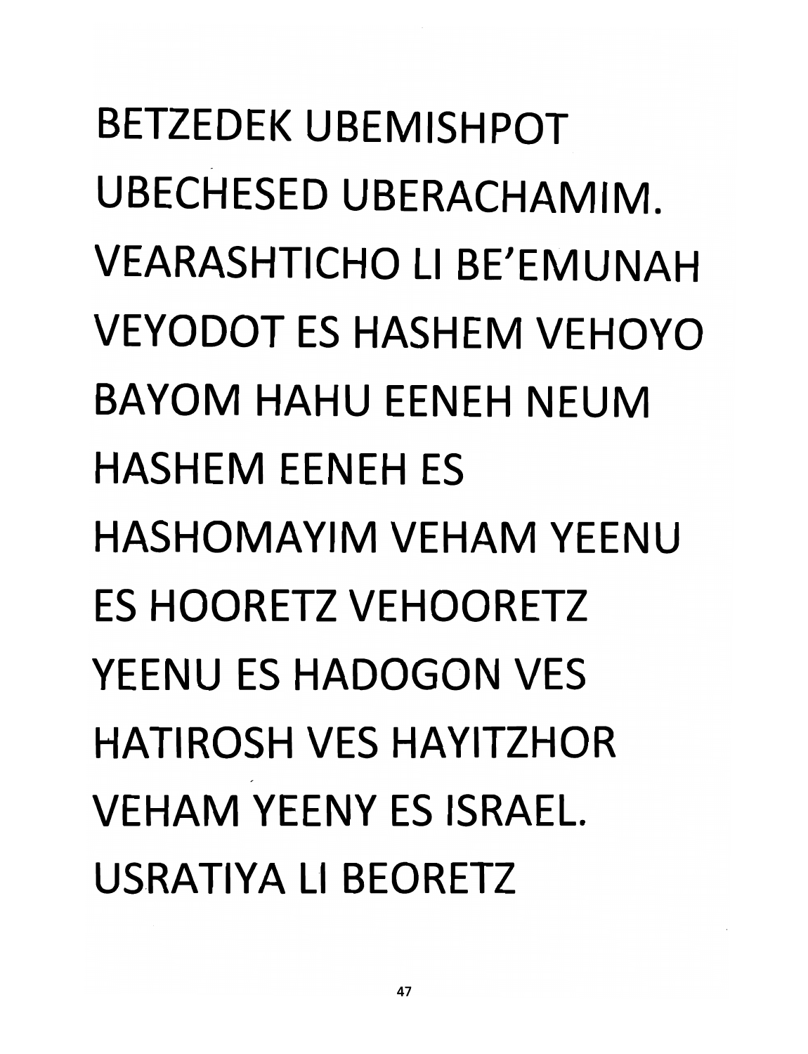BETZEDEK UBEMISHPOT UBECHESED UBERACHAMIM. VEARASHTICHO LI BE'EMUNAH VEYODOT ES HASHEM VEHOYO BAYOM HAHU EENEH NEUM HASHEM EENEH ES HASHOMAYIM VEHAM YEENU ES HOORETZ VEHOORETZ YEENU ES HADOGON VES HATIROSH VES HAYITZHOR VEHAM YEENY ES ISRAEL. USRATIYA LI BEORETZ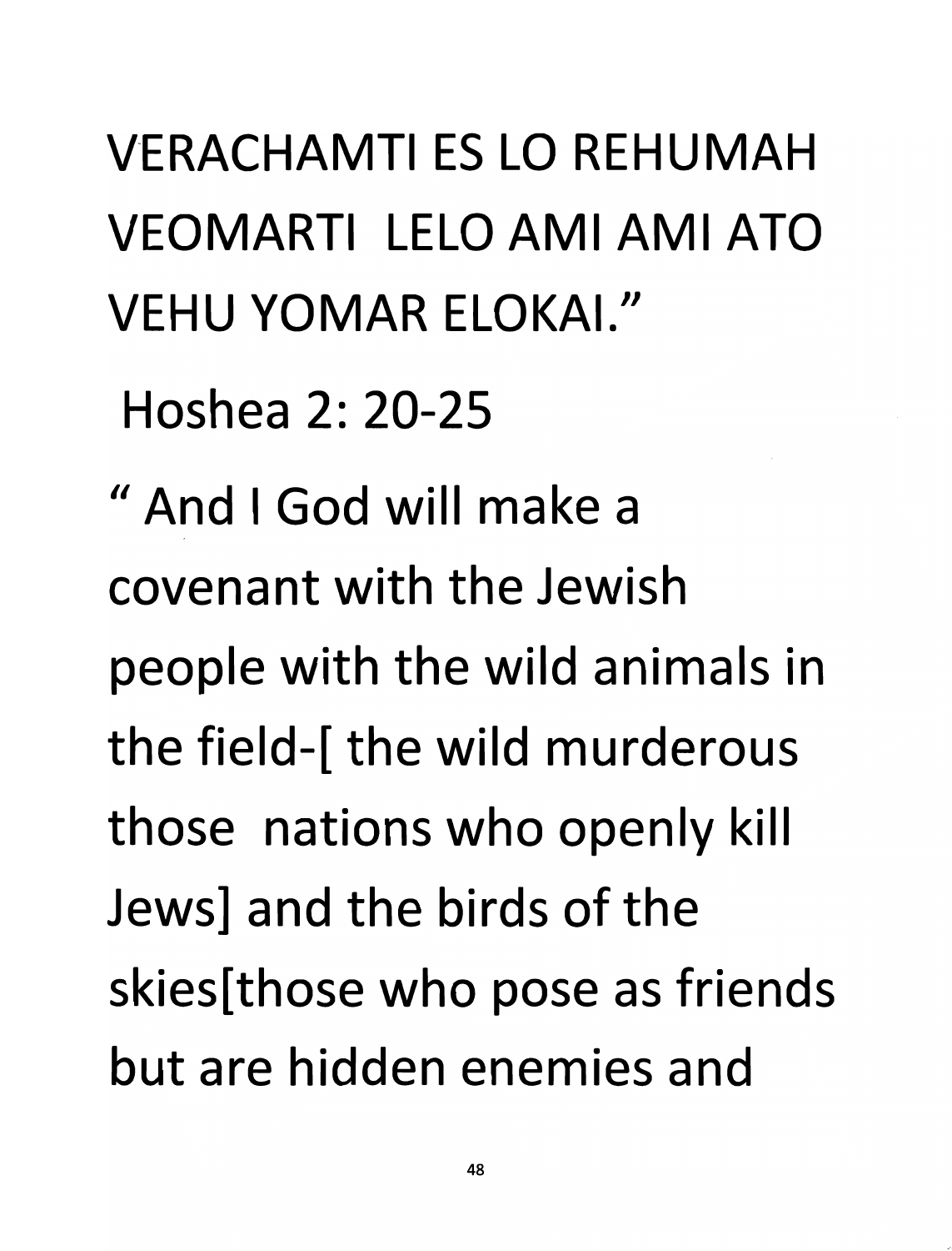VERACHAMTI ES LO REHUMAH VEOMARTI LELO AMI AMI ATO VEHU YOMAR ELOKAI."

Hoshea 2: 20-25

" And I God will make a covenant with the Jewish people with the wild animals in the field-[ the wild murderous those nations who openly kill Jews] and the birds of the skies[those who pose as friends but are hidden enemies and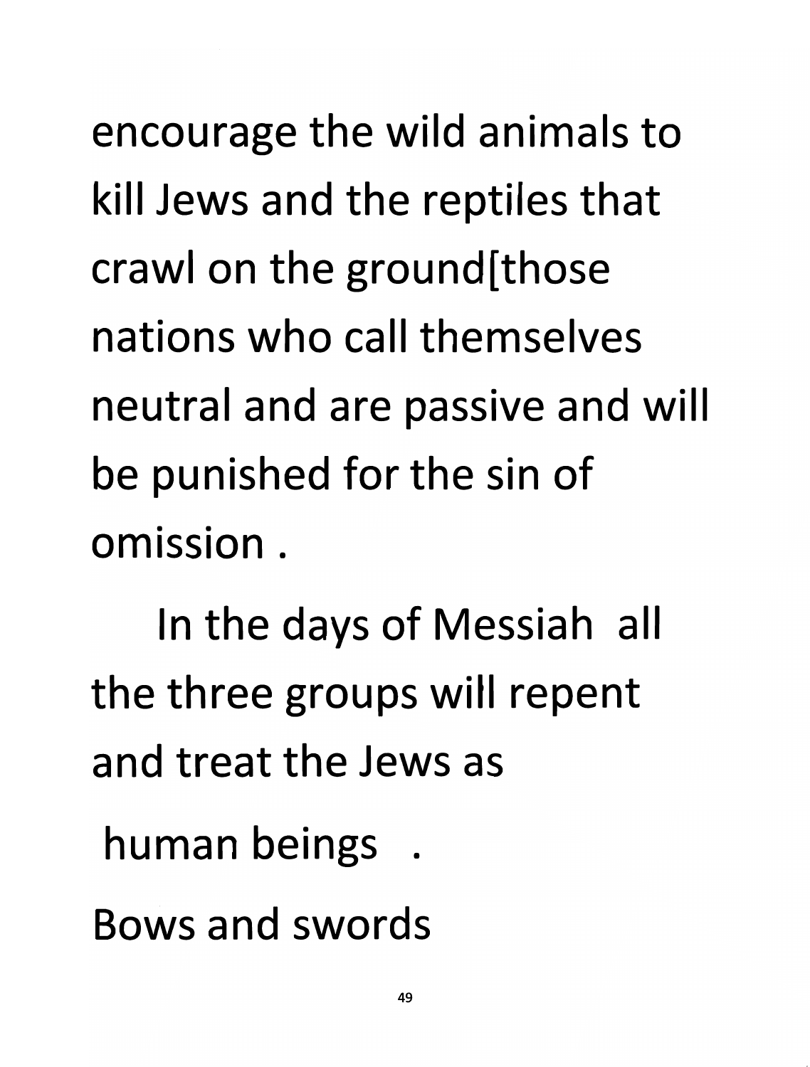encourage the wild animals to kill Jews and the reptiles that crawl on the ground[those nations who call themselves neutral and are passive and will be punished for the sin of omission .

In the days of Messiah all the three groups will repent and treat the Jews as human beings .

Bows and swords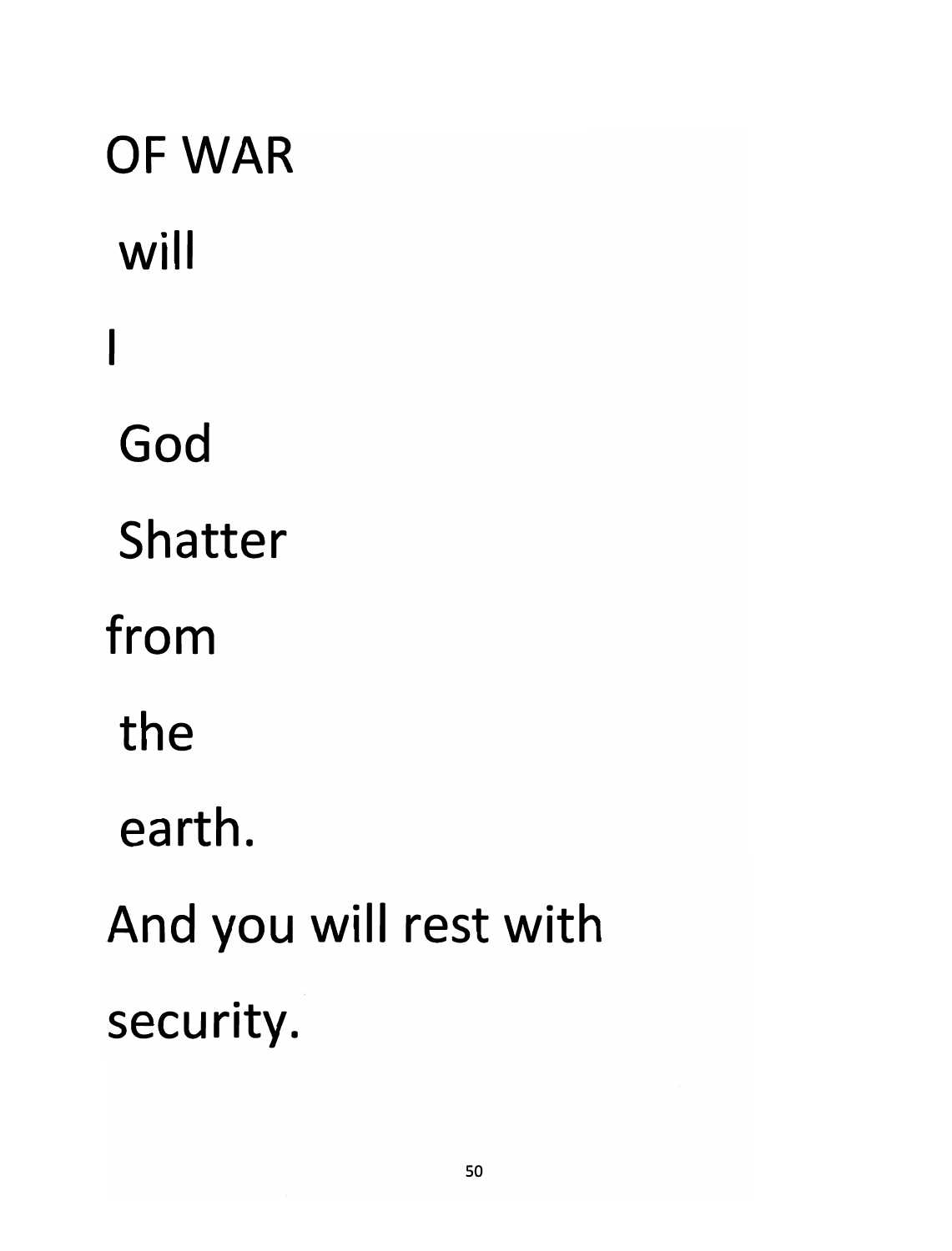OF WAR

will

I

God

Shatter

from

the

earth.

And you will rest with

security.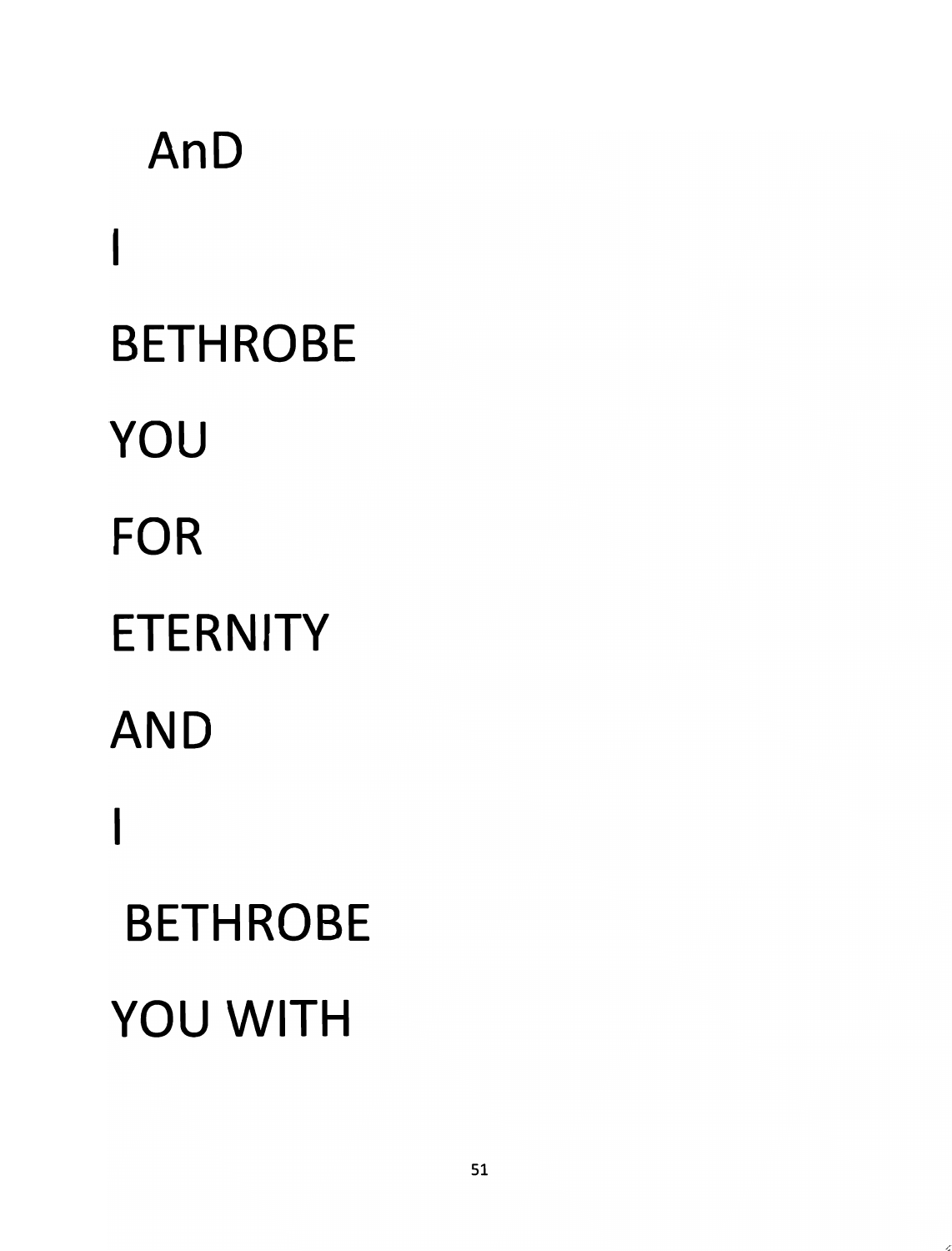AnD

I

BETHROBE

YOU

FOR

ETERNITY

AND

I

BETHROBE

YOU WITH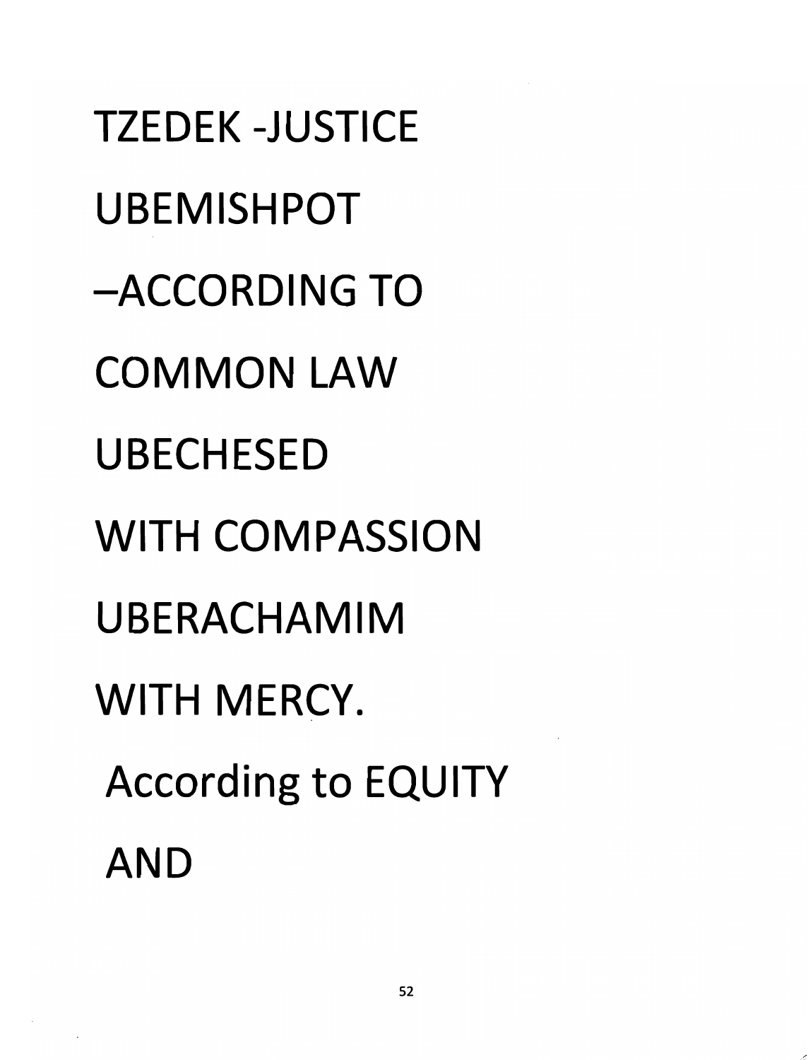TZEDEK -JUSTICE

UBEMISHPOT

–ACCORDING TO

COMMON LAW

UBECHESED

WITH COMPASSION

UBERACHAMIM

WITH MERCY.

According to EQUITY

AND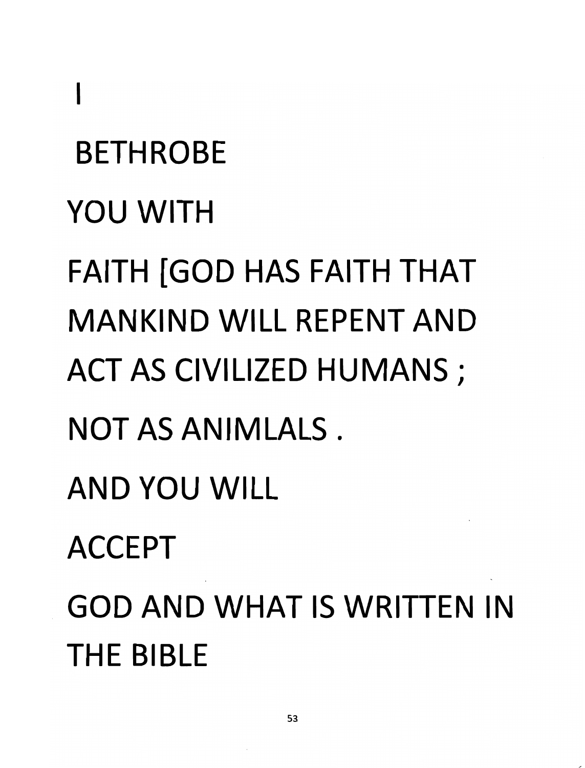I

BETHROBE

YOU WITH

FAITH [GOD HAS FAITH THAT MANKIND WILL REPENT AND ACT AS CIVILIZED HUMANS ;

NOT AS ANIMLALS .

AND YOU WILL

ACCEPT

GOD AND WHAT IS WRITTEN IN THE BIBLE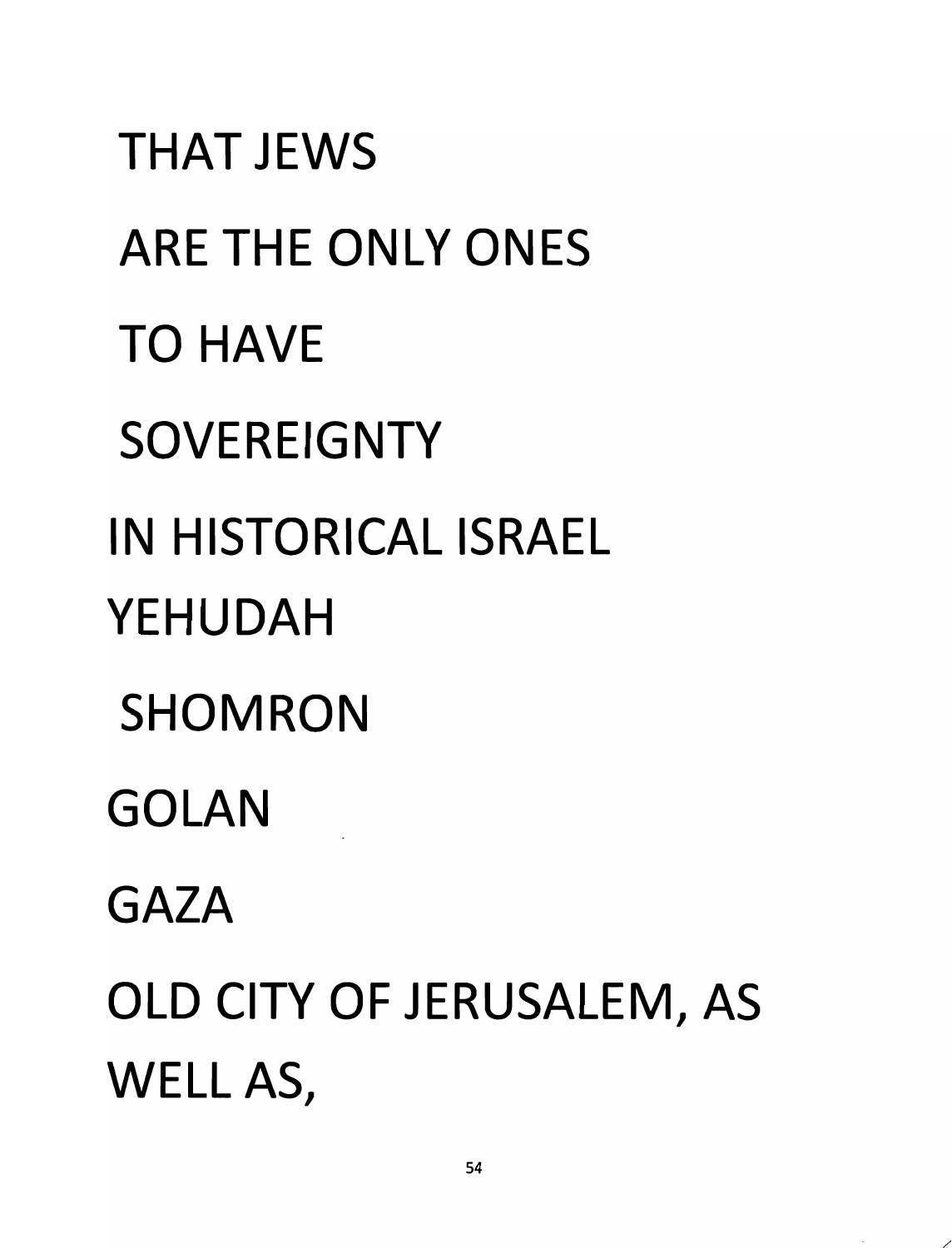THAT JEWS

ARE THE ONLY ONES

TO HAVE

SOVEREIGNTY

IN HISTORICAL ISRAEL

YEHUDAH

SHOMRON

GOLAN

GAZA

OLD CITY OF JERUSALEM, AS WELL AS,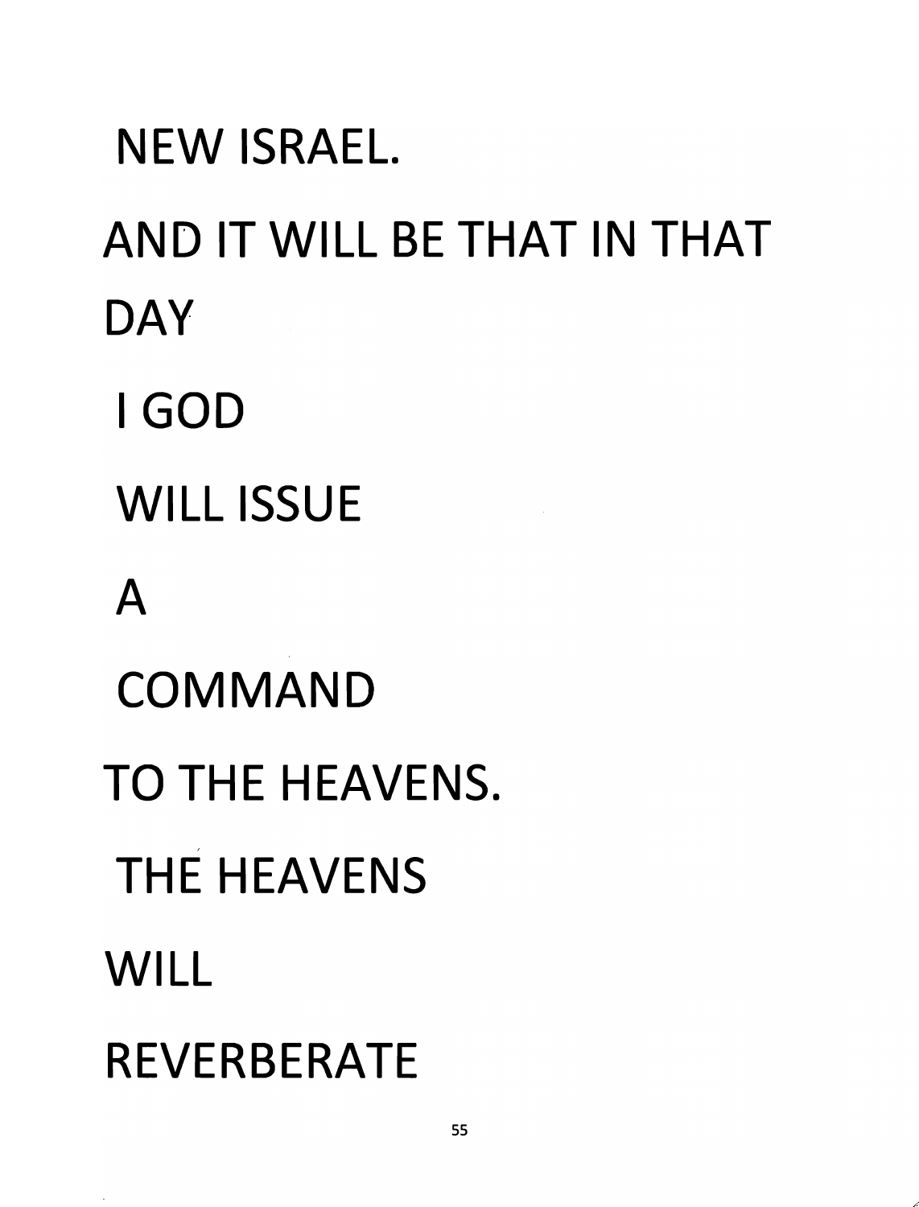NEW ISRAEL.

AND IT WILL BE THAT IN THAT DAY

I GOD

WILL ISSUE

A

COMMAND

TO THE HEAVENS.

THE HEAVENS

WILL

REVERBERATE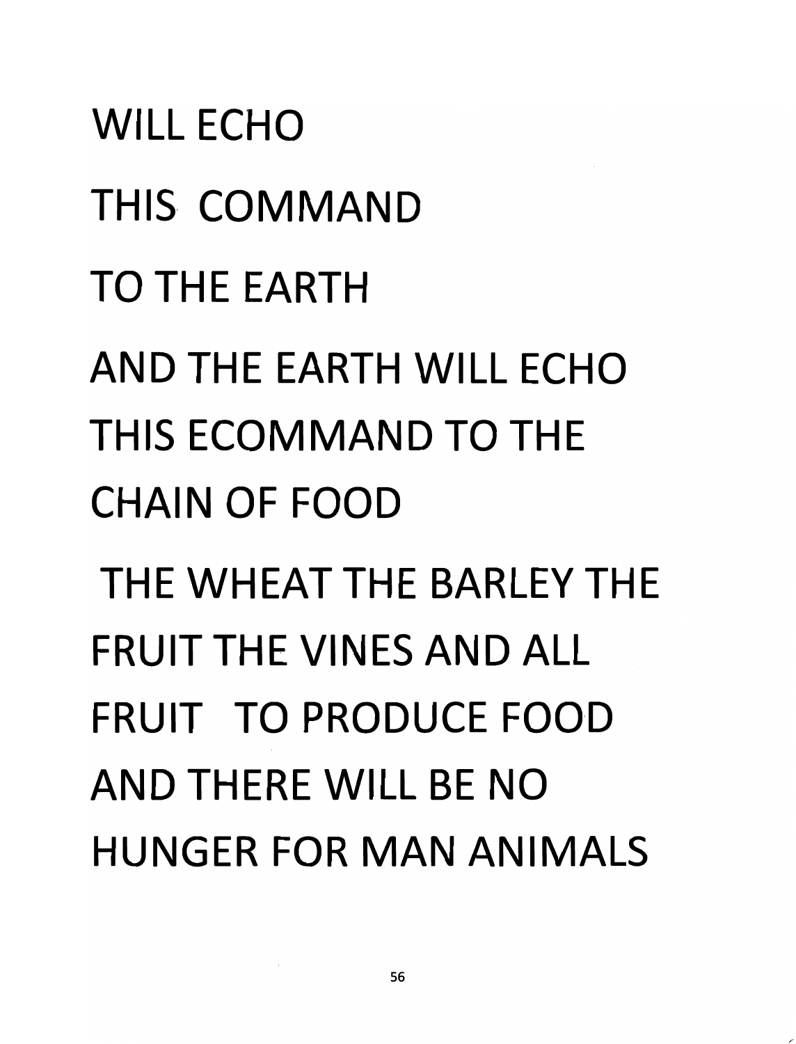WILL ECHO

THIS COMMAND

TO THE EARTH

AND THE EARTH WILL ECHO THIS ECOMMAND TO THE CHAIN OF FOOD

THE WHEAT THE BARLEY THE FRUIT THE VINES AND ALL FRUIT TO PRODUCE FOOD AND THERE WILL BE NO HUNGER FOR MAN ANIMALS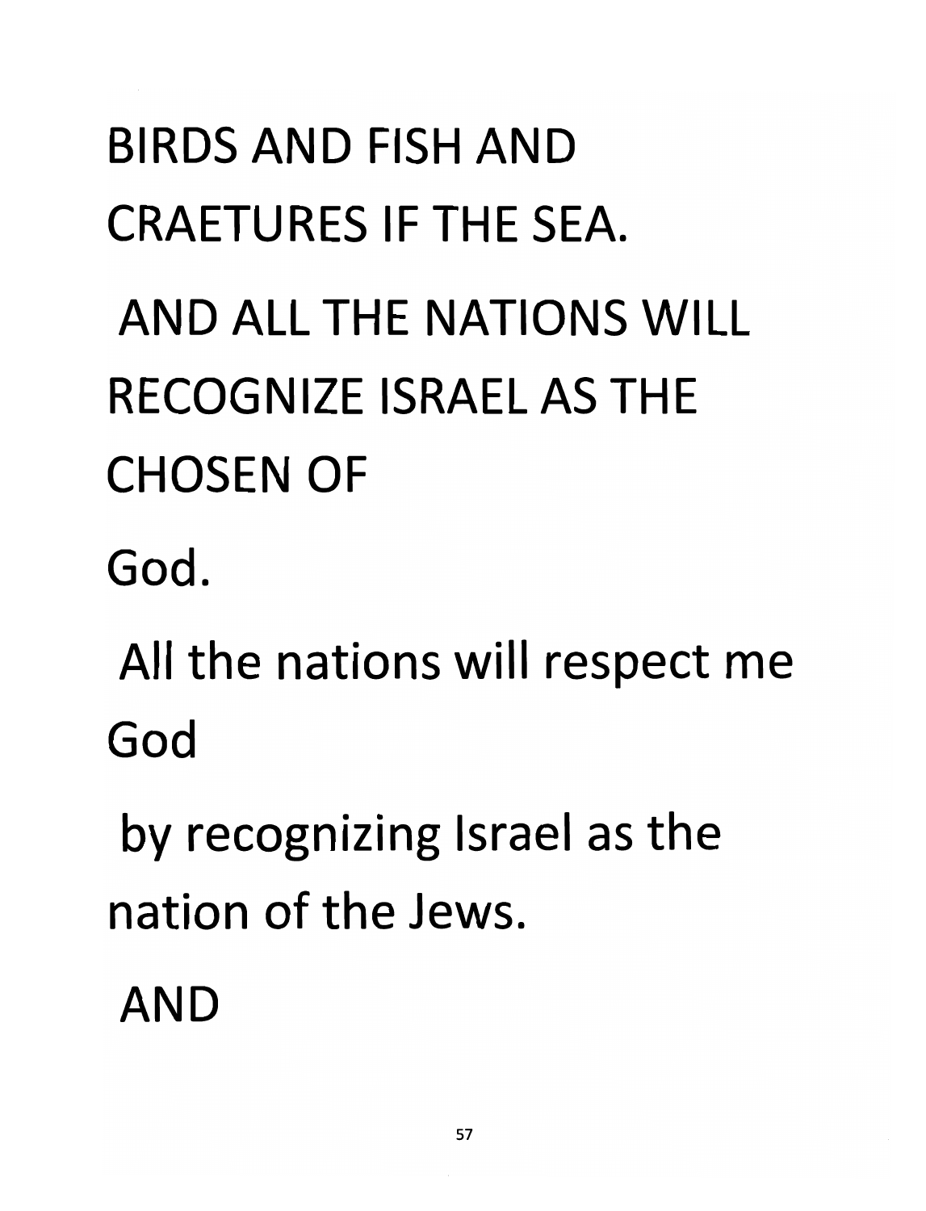BIRDS AND FISH AND CRAETURES IF THE SEA.

AND ALL THE NATIONS WILL RECOGNIZE ISRAEL AS THE CHOSEN OF

God.

All the nations will respect me God

by recognizing Israel as the nation of the Jews.

AND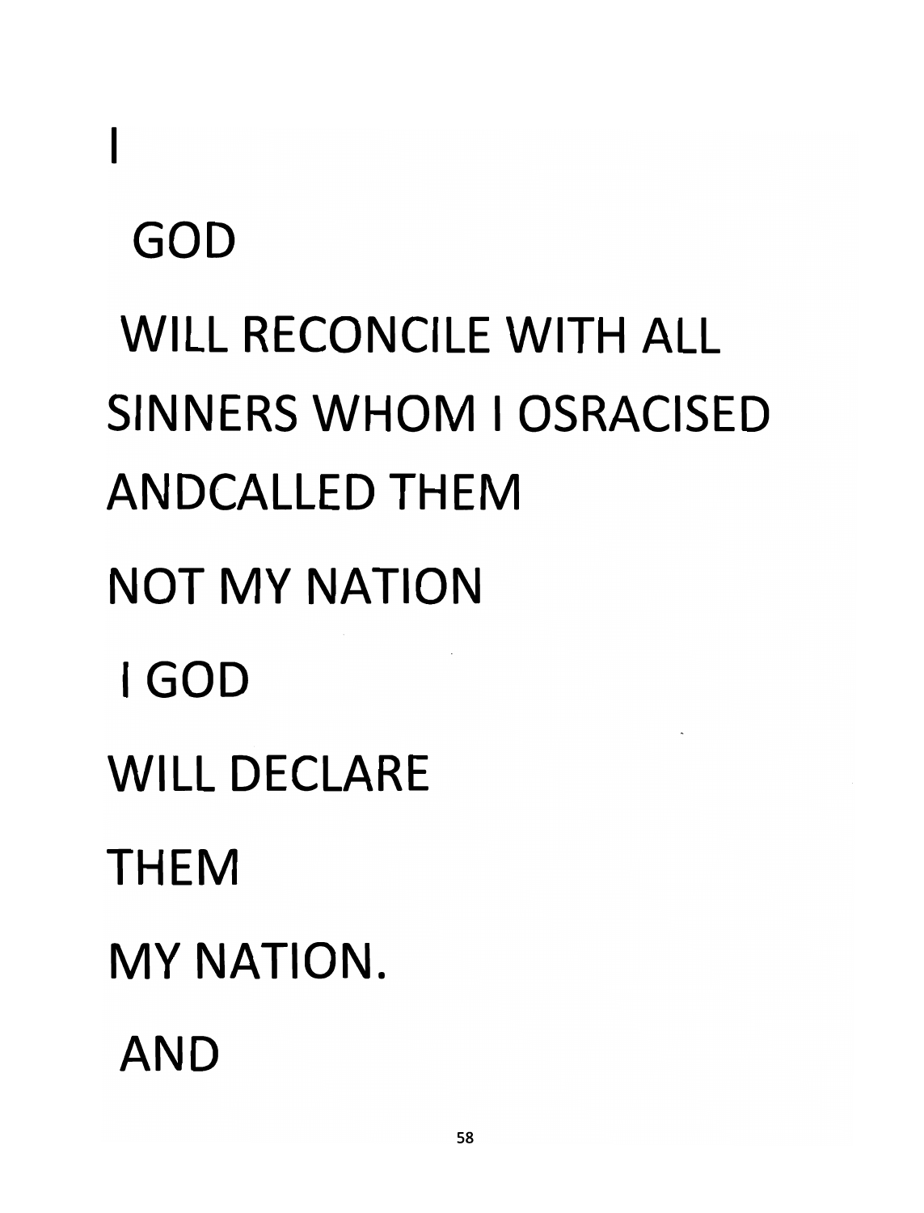I

GOD

WILL RECONCILE WITH ALL

SINNERS WHOM I OSRACISED

ANDCALLED THEM

NOT MY NATION

I GOD

WILL DECLARE

THEM

MY NATION.

AND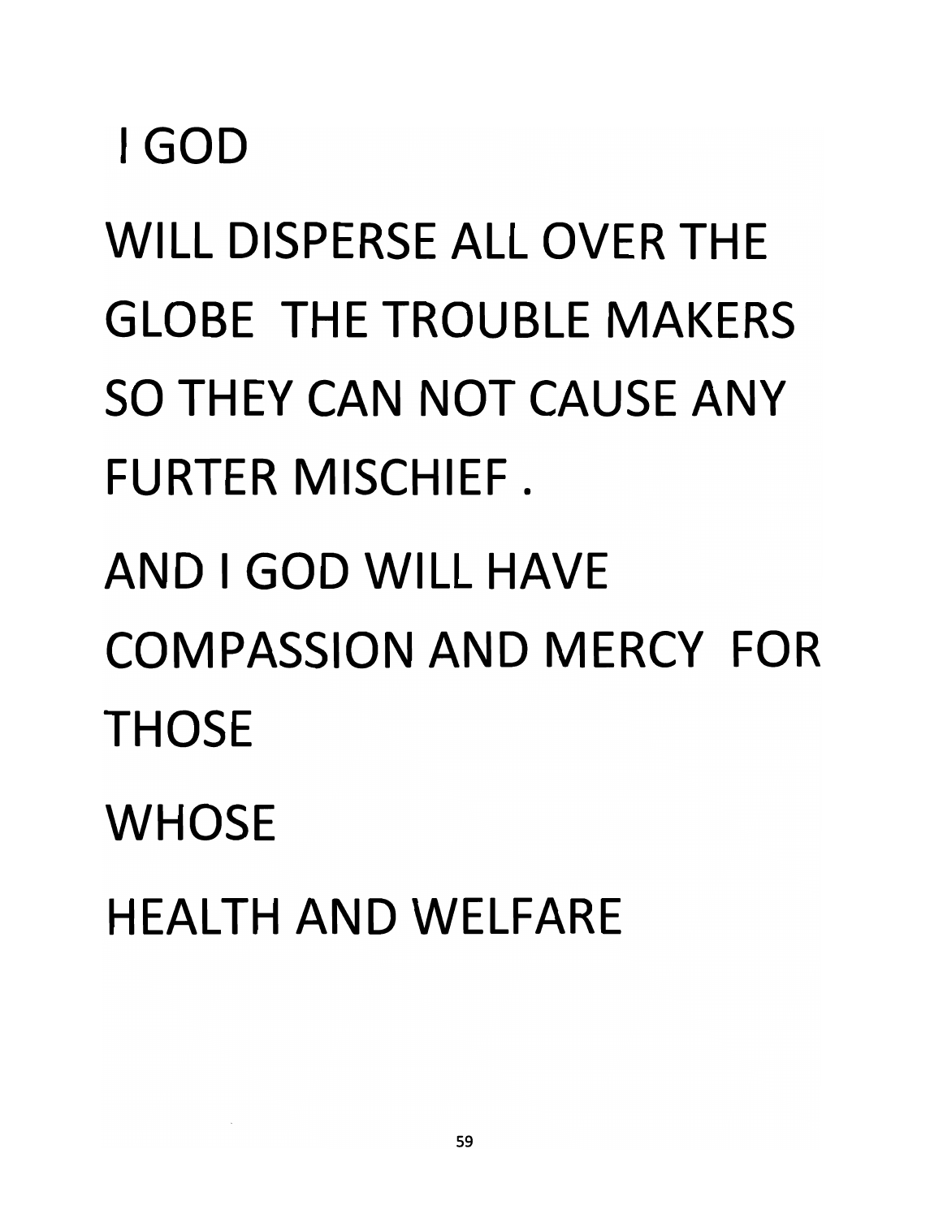I GOD

WILL DISPERSE ALL OVER THE GLOBE THE TROUBLE MAKERS SO THEY CAN NOT CAUSE ANY FURTER MISCHIEF .

AND I GOD WILL HAVE COMPASSION AND MERCY FOR THOSE

WHOSE

HEALTH AND WELFARE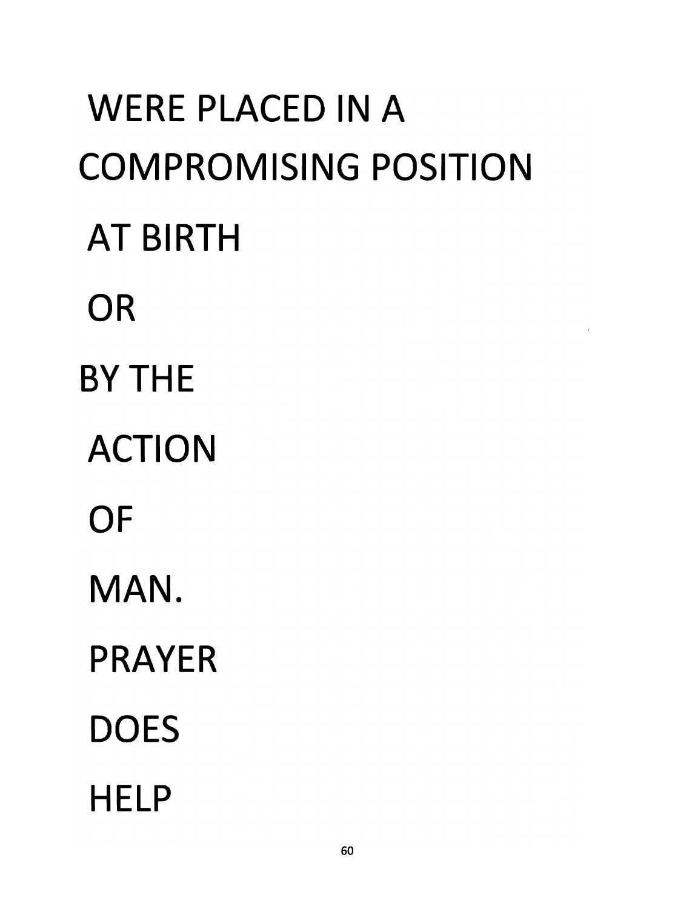WERE PLACED IN A
COMPROMISING POSITION
AT BIRTH
OR
BY THE
ACTION
OF
MAN.
PRAYER
DOES
HELP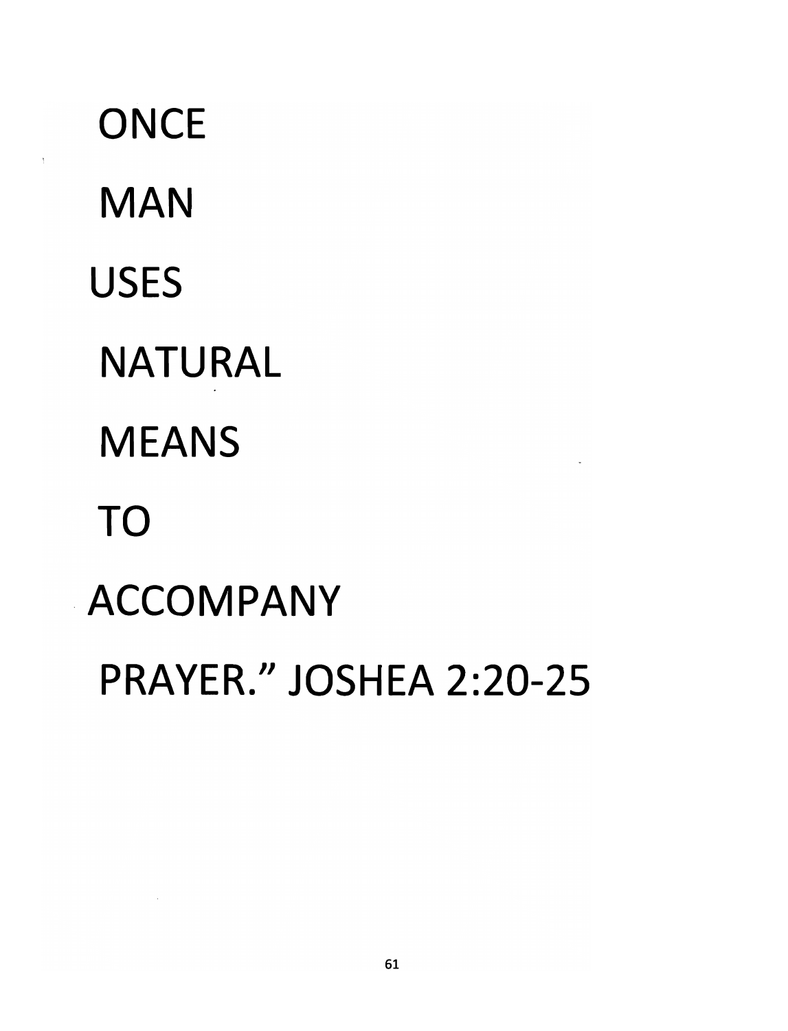ONCE

MAN

USES

NATURAL

MEANS

TO

ACCOMPANY

PRAYER.” JOSHEA 2:20-25